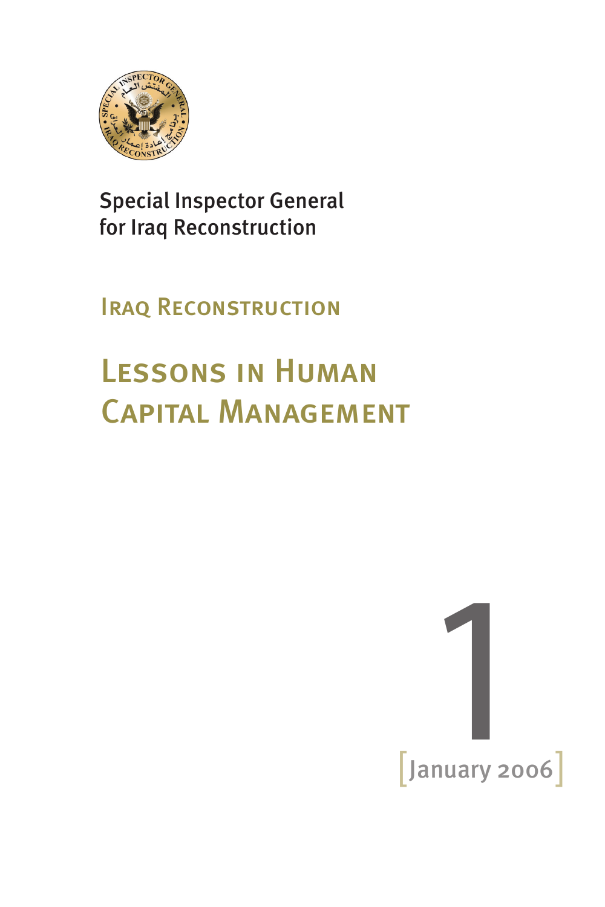Special Inspector General
for Iraq Reconstruction

## Iraq Reconstruction

# Lessons in Human Capital Management

1

[January 2006]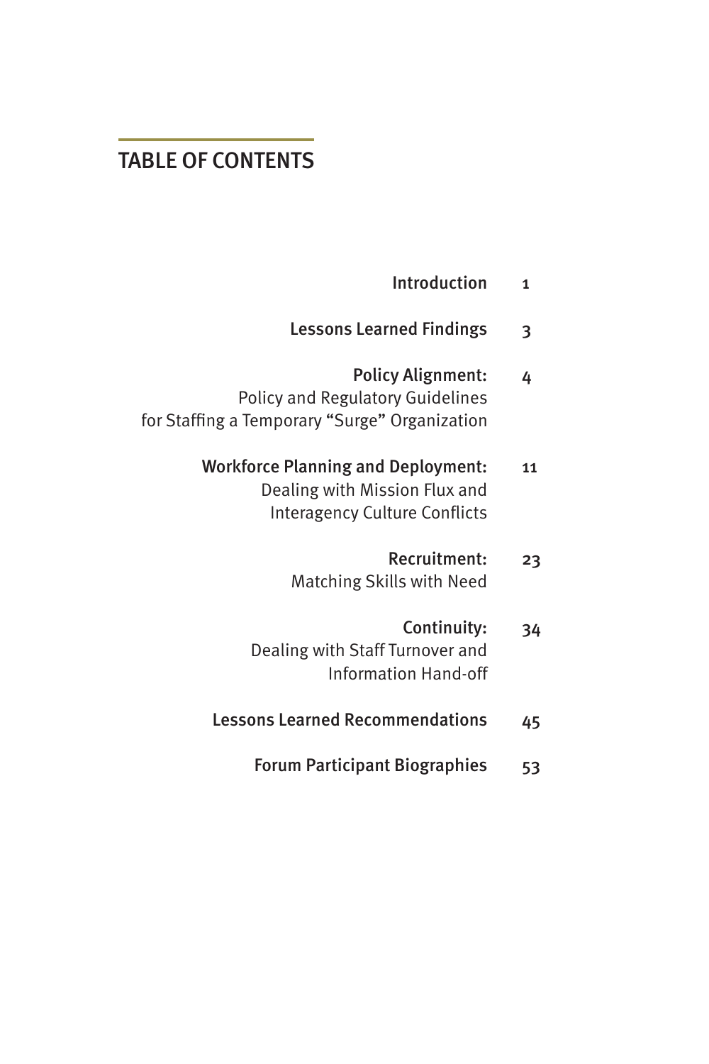# TABLE OF CONTENTS

| | |
|---|---|
| **Introduction** | 1 |
| **Lessons Learned Findings** | 3 |
| **Policy Alignment:** Policy and Regulatory Guidelines for Staffing a Temporary "Surge" Organization | 4 |
| **Workforce Planning and Deployment:** Dealing with Mission Flux and Interagency Culture Conflicts | 11 |
| **Recruitment:** Matching Skills with Need | 23 |
| **Continuity:** Dealing with Staff Turnover and Information Hand-off | 34 |
| **Lessons Learned Recommendations** | 45 |
| **Forum Participant Biographies** | 53 |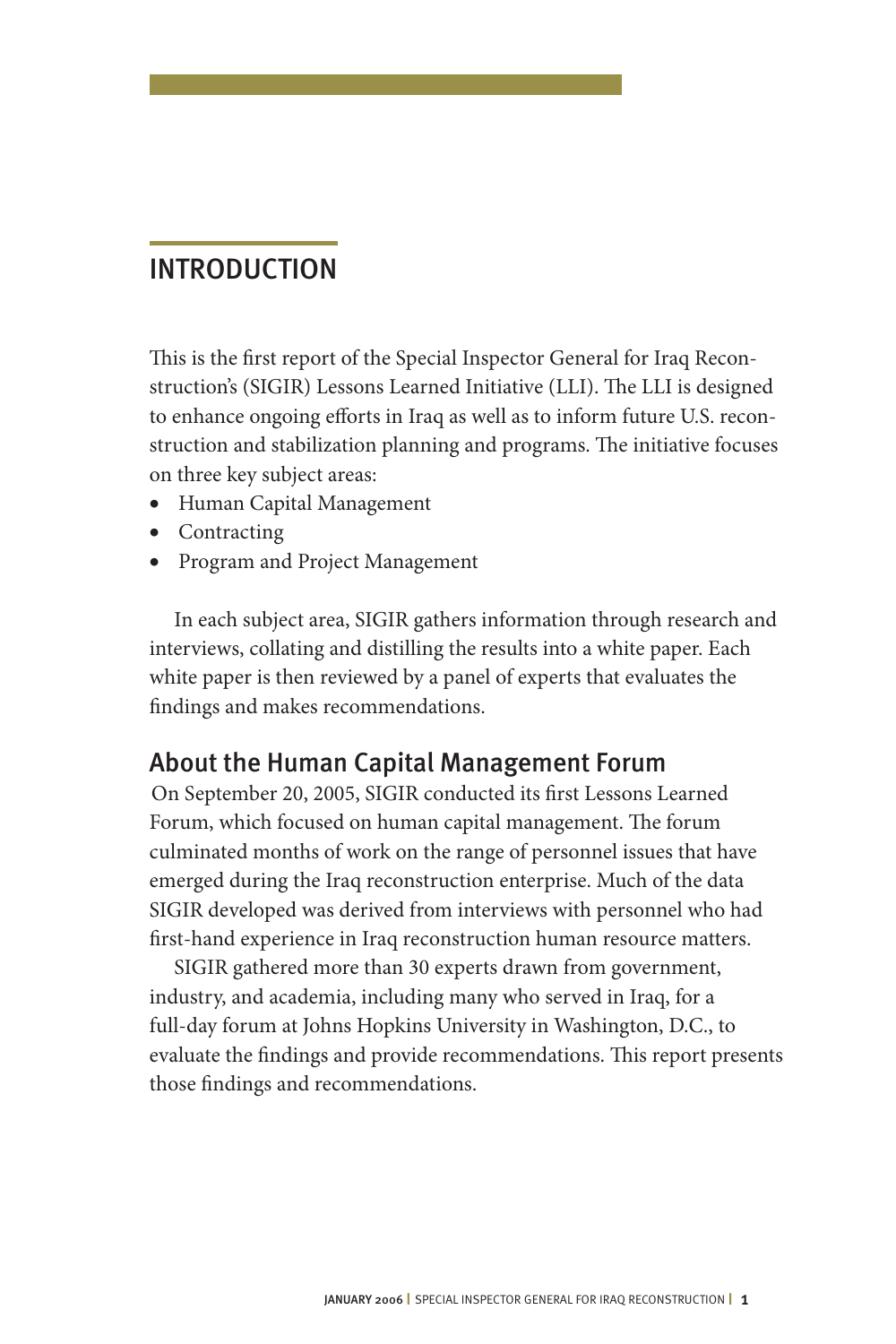# INTRODUCTION

This is the first report of the Special Inspector General for Iraq Reconstruction's (SIGIR) Lessons Learned Initiative (LLI). The LLI is designed to enhance ongoing efforts in Iraq as well as to inform future U.S. reconstruction and stabilization planning and programs. The initiative focuses on three key subject areas:

- Human Capital Management
- Contracting
- Program and Project Management

In each subject area, SIGIR gathers information through research and interviews, collating and distilling the results into a white paper. Each white paper is then reviewed by a panel of experts that evaluates the findings and makes recommendations.

## About the Human Capital Management Forum

On September 20, 2005, SIGIR conducted its first Lessons Learned Forum, which focused on human capital management. The forum culminated months of work on the range of personnel issues that have emerged during the Iraq reconstruction enterprise. Much of the data SIGIR developed was derived from interviews with personnel who had first-hand experience in Iraq reconstruction human resource matters.

SIGIR gathered more than 30 experts drawn from government, industry, and academia, including many who served in Iraq, for a full-day forum at Johns Hopkins University in Washington, D.C., to evaluate the findings and provide recommendations. This report presents those findings and recommendations.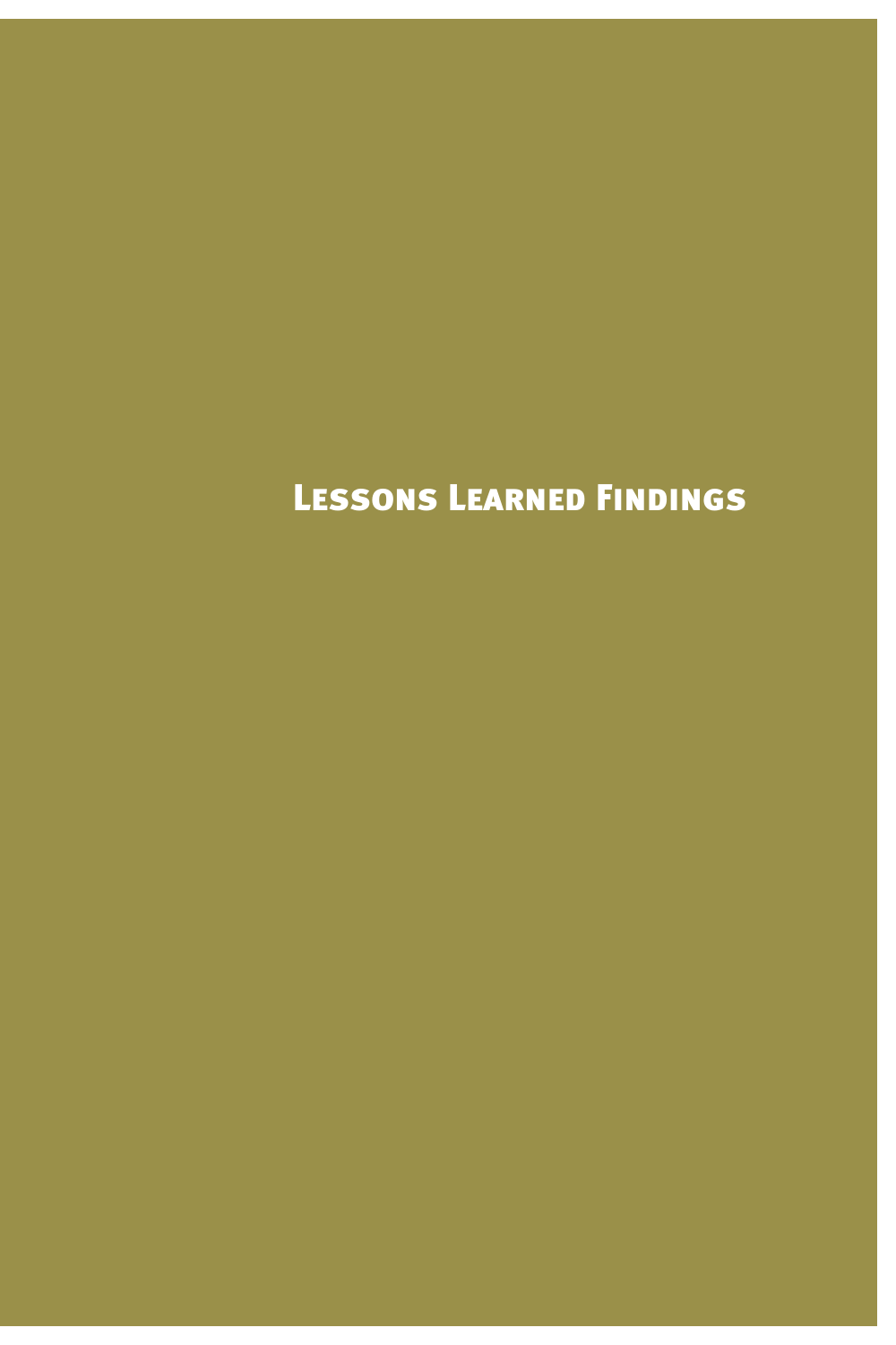# Lessons Learned Findings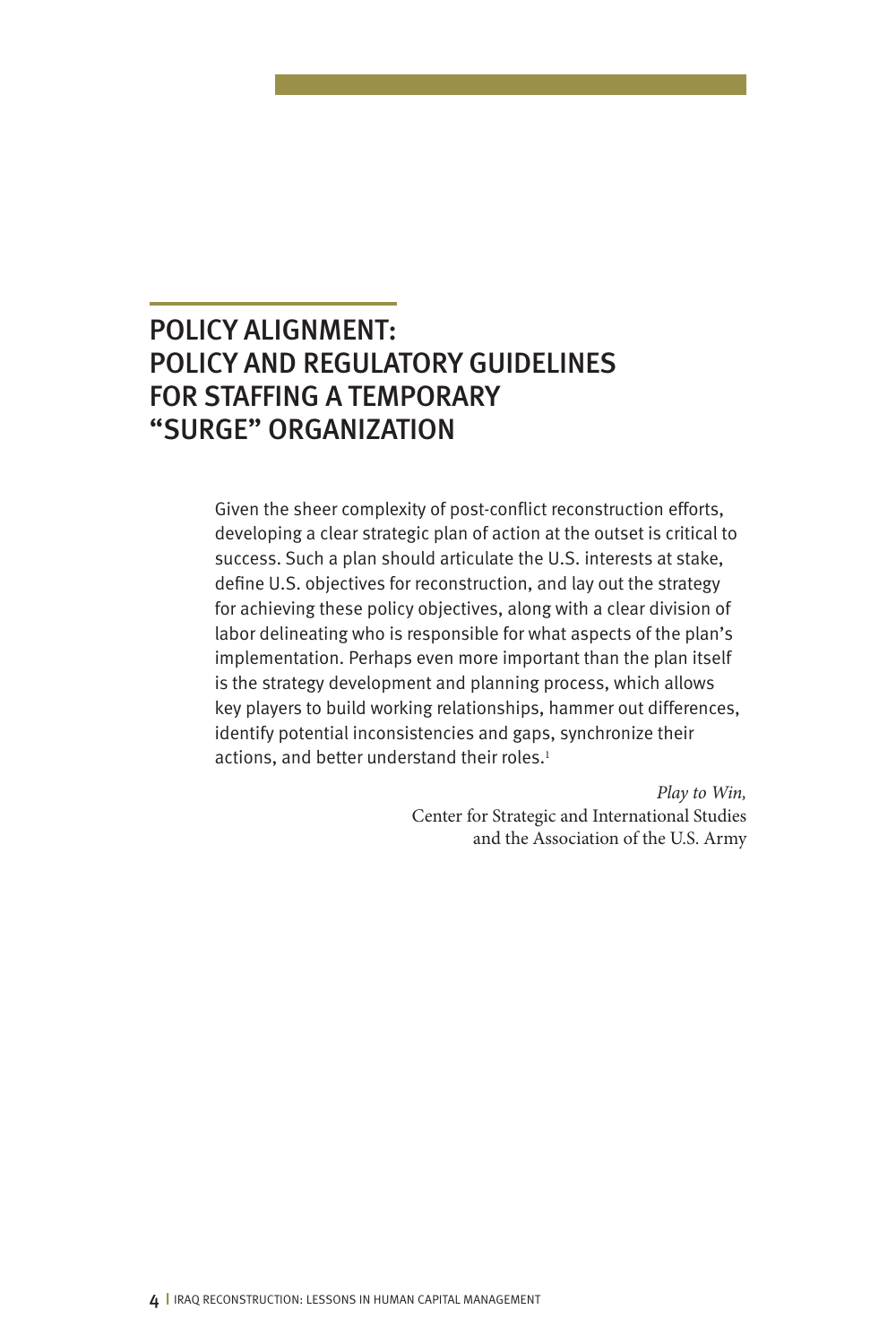# POLICY ALIGNMENT: POLICY AND REGULATORY GUIDELINES FOR STAFFING A TEMPORARY "SURGE" ORGANIZATION

> Given the sheer complexity of post-conflict reconstruction efforts, developing a clear strategic plan of action at the outset is critical to success. Such a plan should articulate the U.S. interests at stake, define U.S. objectives for reconstruction, and lay out the strategy for achieving these policy objectives, along with a clear division of labor delineating who is responsible for what aspects of the plan's implementation. Perhaps even more important than the plan itself is the strategy development and planning process, which allows key players to build working relationships, hammer out differences, identify potential inconsistencies and gaps, synchronize their actions, and better understand their roles.[1]
>
> *Play to Win,*
> Center for Strategic and International Studies
> and the Association of the U.S. Army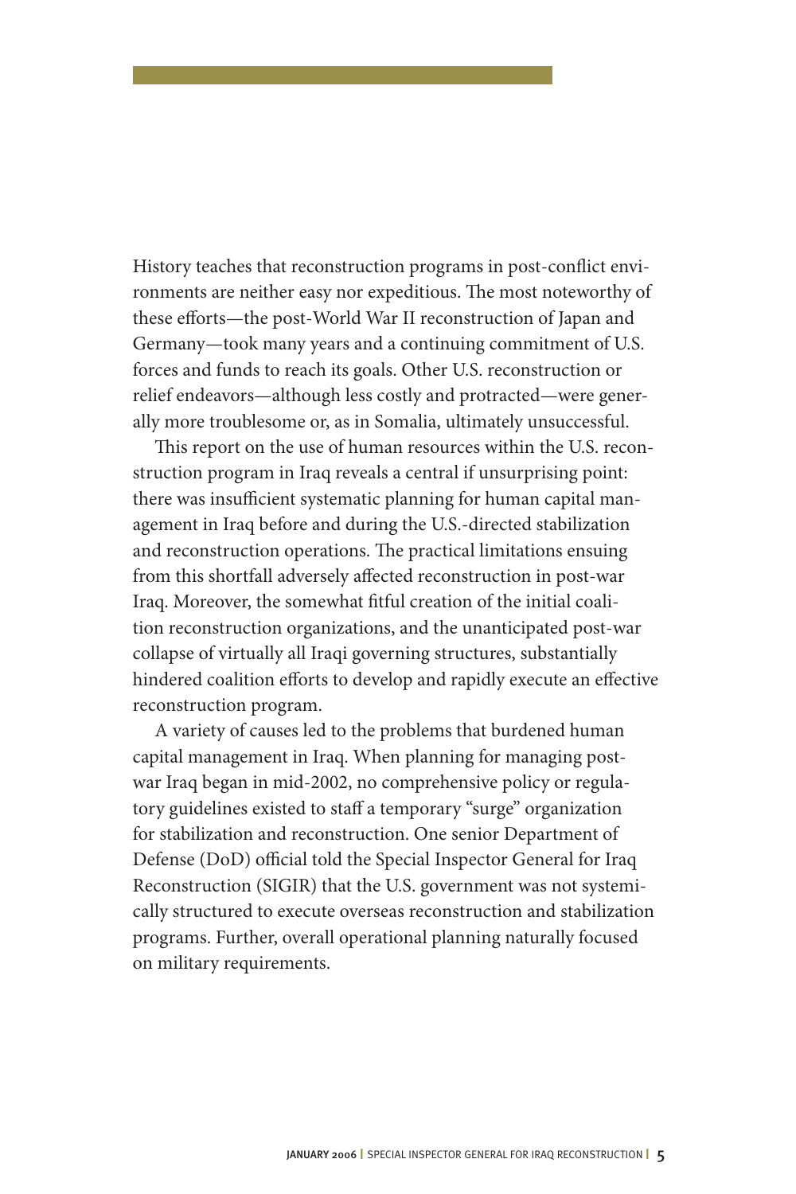History teaches that reconstruction programs in post-conflict environments are neither easy nor expeditious. The most noteworthy of these efforts—the post-World War II reconstruction of Japan and Germany—took many years and a continuing commitment of U.S. forces and funds to reach its goals. Other U.S. reconstruction or relief endeavors—although less costly and protracted—were generally more troublesome or, as in Somalia, ultimately unsuccessful.

This report on the use of human resources within the U.S. reconstruction program in Iraq reveals a central if unsurprising point: there was insufficient systematic planning for human capital management in Iraq before and during the U.S.-directed stabilization and reconstruction operations. The practical limitations ensuing from this shortfall adversely affected reconstruction in post-war Iraq. Moreover, the somewhat fitful creation of the initial coalition reconstruction organizations, and the unanticipated post-war collapse of virtually all Iraqi governing structures, substantially hindered coalition efforts to develop and rapidly execute an effective reconstruction program.

A variety of causes led to the problems that burdened human capital management in Iraq. When planning for managing post-war Iraq began in mid-2002, no comprehensive policy or regulatory guidelines existed to staff a temporary "surge" organization for stabilization and reconstruction. One senior Department of Defense (DoD) official told the Special Inspector General for Iraq Reconstruction (SIGIR) that the U.S. government was not systemically structured to execute overseas reconstruction and stabilization programs. Further, overall operational planning naturally focused on military requirements.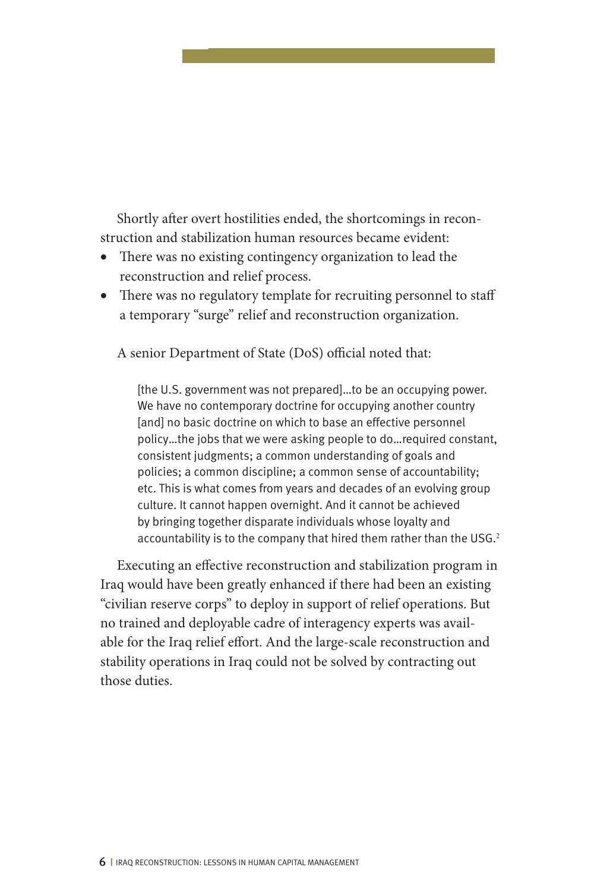Shortly after overt hostilities ended, the shortcomings in reconstruction and stabilization human resources became evident:

- There was no existing contingency organization to lead the reconstruction and relief process.
- There was no regulatory template for recruiting personnel to staff a temporary "surge" relief and reconstruction organization.

A senior Department of State (DoS) official noted that:

> [the U.S. government was not prepared]...to be an occupying power. We have no contemporary doctrine for occupying another country [and] no basic doctrine on which to base an effective personnel policy...the jobs that we were asking people to do...required constant, consistent judgments; a common understanding of goals and policies; a common discipline; a common sense of accountability; etc. This is what comes from years and decades of an evolving group culture. It cannot happen overnight. And it cannot be achieved by bringing together disparate individuals whose loyalty and accountability is to the company that hired them rather than the USG.[2]

Executing an effective reconstruction and stabilization program in Iraq would have been greatly enhanced if there had been an existing "civilian reserve corps" to deploy in support of relief operations. But no trained and deployable cadre of interagency experts was available for the Iraq relief effort. And the large-scale reconstruction and stability operations in Iraq could not be solved by contracting out those duties.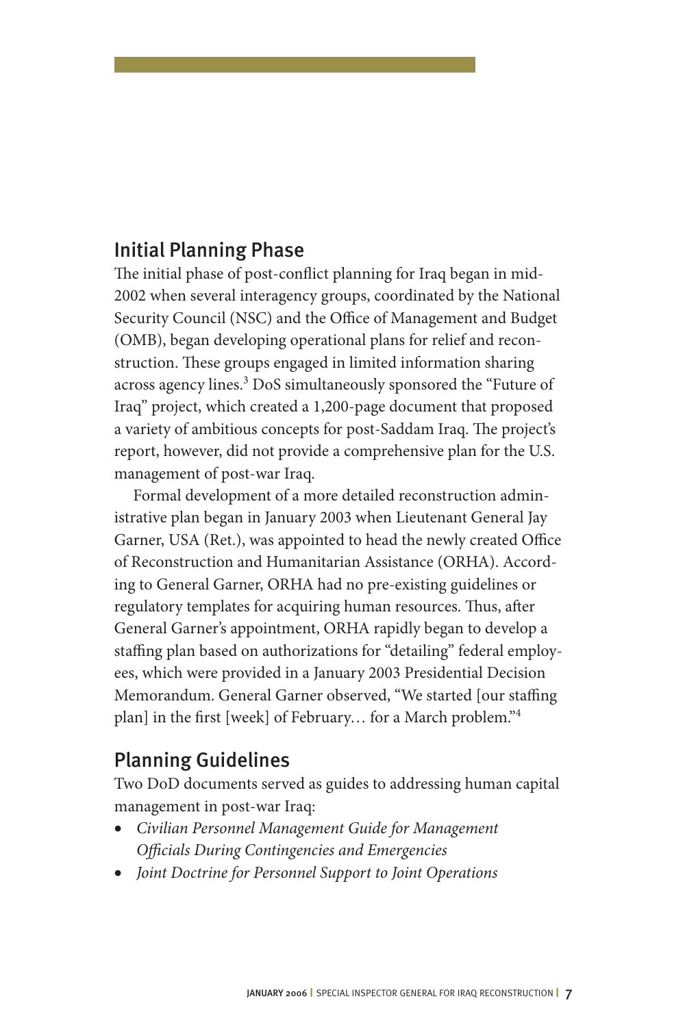## Initial Planning Phase

The initial phase of post-conflict planning for Iraq began in mid-2002 when several interagency groups, coordinated by the National Security Council (NSC) and the Office of Management and Budget (OMB), began developing operational plans for relief and reconstruction. These groups engaged in limited information sharing across agency lines.[3] DoS simultaneously sponsored the "Future of Iraq" project, which created a 1,200-page document that proposed a variety of ambitious concepts for post-Saddam Iraq. The project's report, however, did not provide a comprehensive plan for the U.S. management of post-war Iraq.

Formal development of a more detailed reconstruction administrative plan began in January 2003 when Lieutenant General Jay Garner, USA (Ret.), was appointed to head the newly created Office of Reconstruction and Humanitarian Assistance (ORHA). According to General Garner, ORHA had no pre-existing guidelines or regulatory templates for acquiring human resources. Thus, after General Garner's appointment, ORHA rapidly began to develop a staffing plan based on authorizations for "detailing" federal employees, which were provided in a January 2003 Presidential Decision Memorandum. General Garner observed, "We started [our staffing plan] in the first [week] of February… for a March problem."[4]

## Planning Guidelines

Two DoD documents served as guides to addressing human capital management in post-war Iraq:

- *Civilian Personnel Management Guide for Management Officials During Contingencies and Emergencies*
- *Joint Doctrine for Personnel Support to Joint Operations*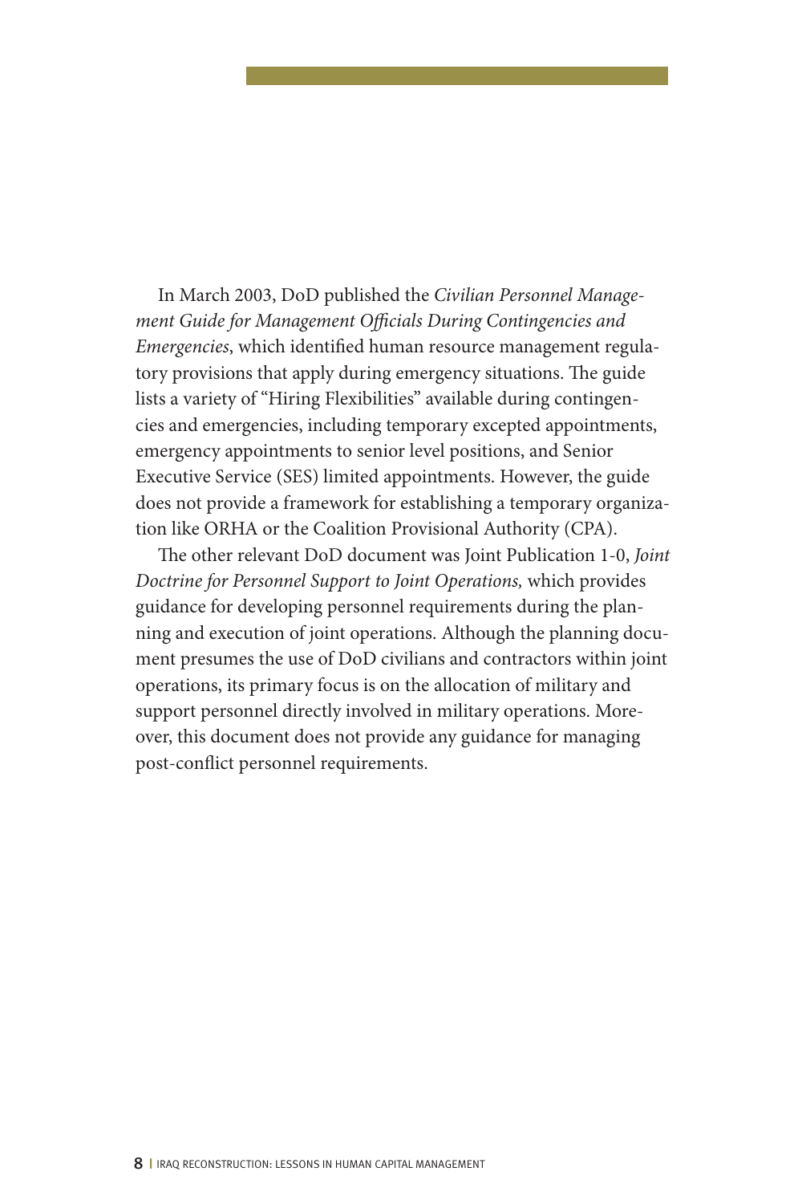In March 2003, DoD published the *Civilian Personnel Management Guide for Management Officials During Contingencies and Emergencies*, which identified human resource management regulatory provisions that apply during emergency situations. The guide lists a variety of "Hiring Flexibilities" available during contingencies and emergencies, including temporary excepted appointments, emergency appointments to senior level positions, and Senior Executive Service (SES) limited appointments. However, the guide does not provide a framework for establishing a temporary organization like ORHA or the Coalition Provisional Authority (CPA).

The other relevant DoD document was Joint Publication 1-0, *Joint Doctrine for Personnel Support to Joint Operations,* which provides guidance for developing personnel requirements during the planning and execution of joint operations. Although the planning document presumes the use of DoD civilians and contractors within joint operations, its primary focus is on the allocation of military and support personnel directly involved in military operations. Moreover, this document does not provide any guidance for managing post-conflict personnel requirements.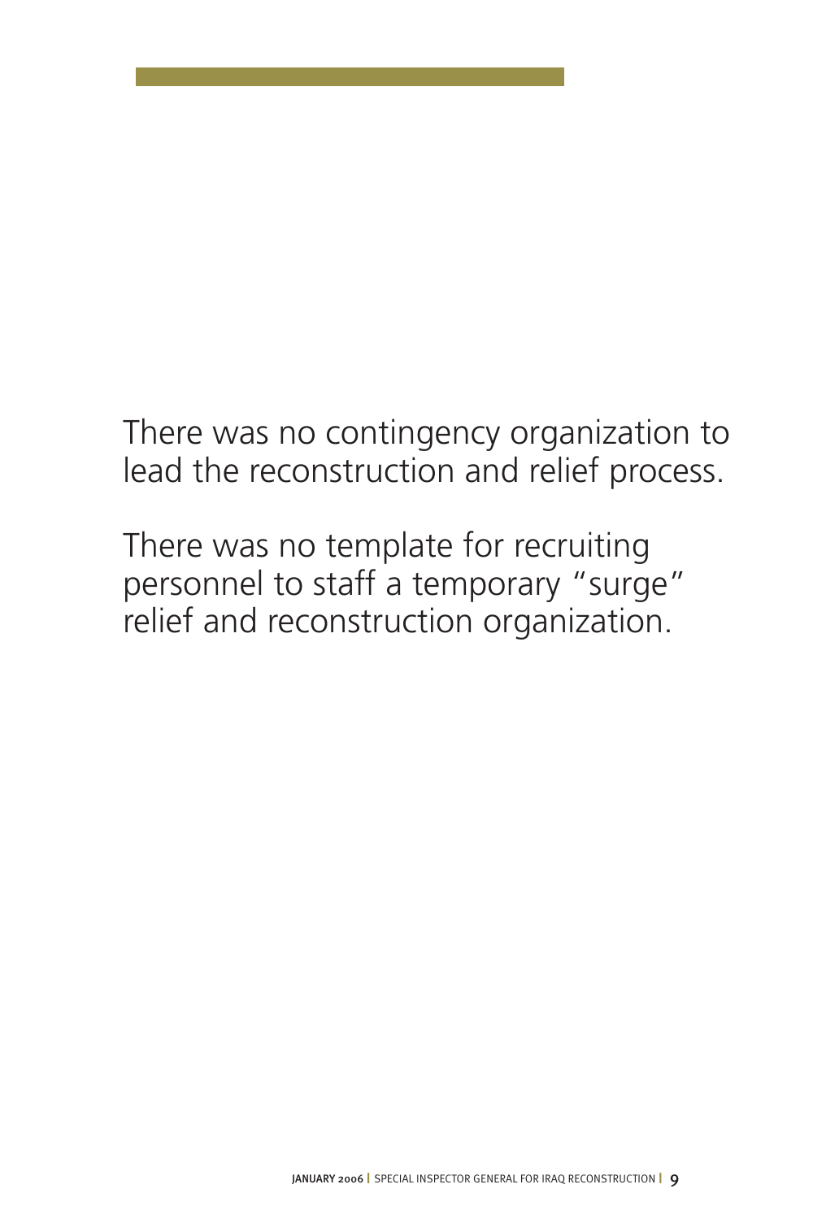There was no contingency organization to lead the reconstruction and relief process.

There was no template for recruiting personnel to staff a temporary "surge" relief and reconstruction organization.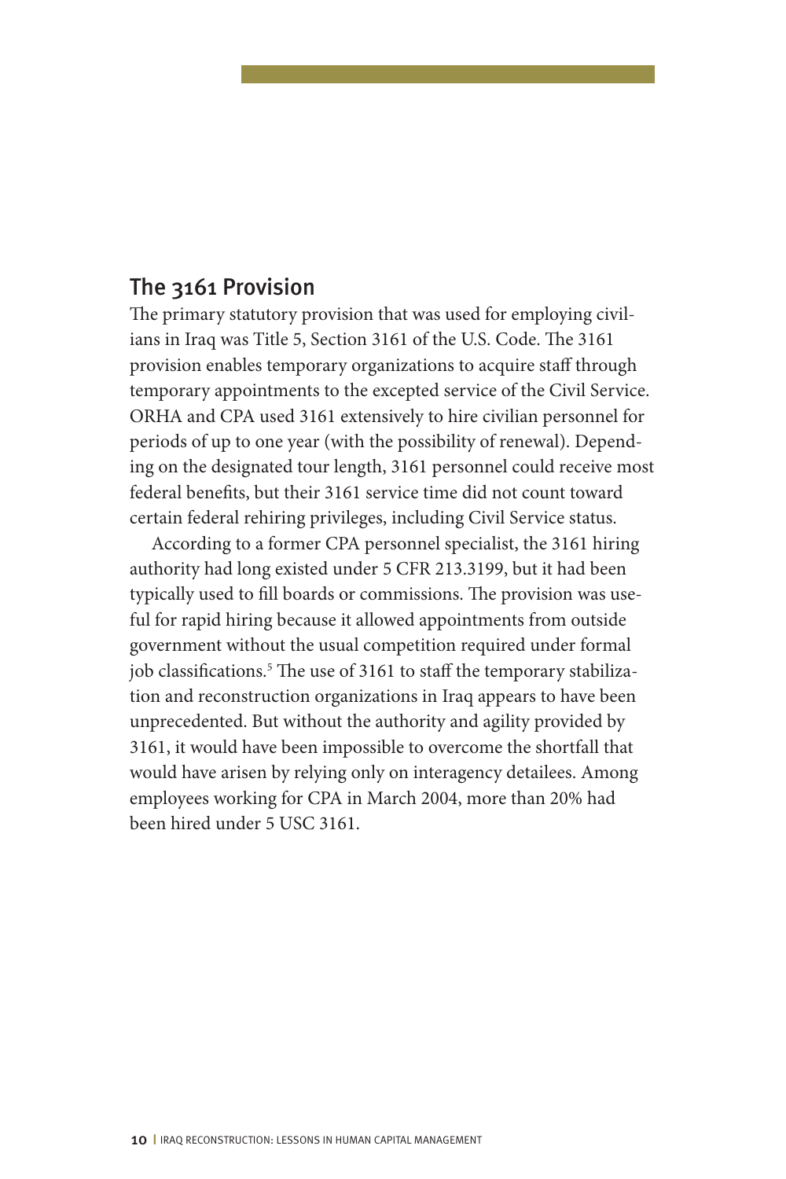## The 3161 Provision

The primary statutory provision that was used for employing civilians in Iraq was Title 5, Section 3161 of the U.S. Code. The 3161 provision enables temporary organizations to acquire staff through temporary appointments to the excepted service of the Civil Service. ORHA and CPA used 3161 extensively to hire civilian personnel for periods of up to one year (with the possibility of renewal). Depending on the designated tour length, 3161 personnel could receive most federal benefits, but their 3161 service time did not count toward certain federal rehiring privileges, including Civil Service status.

According to a former CPA personnel specialist, the 3161 hiring authority had long existed under 5 CFR 213.3199, but it had been typically used to fill boards or commissions. The provision was useful for rapid hiring because it allowed appointments from outside government without the usual competition required under formal job classifications.[5] The use of 3161 to staff the temporary stabilization and reconstruction organizations in Iraq appears to have been unprecedented. But without the authority and agility provided by 3161, it would have been impossible to overcome the shortfall that would have arisen by relying only on interagency detailees. Among employees working for CPA in March 2004, more than 20% had been hired under 5 USC 3161.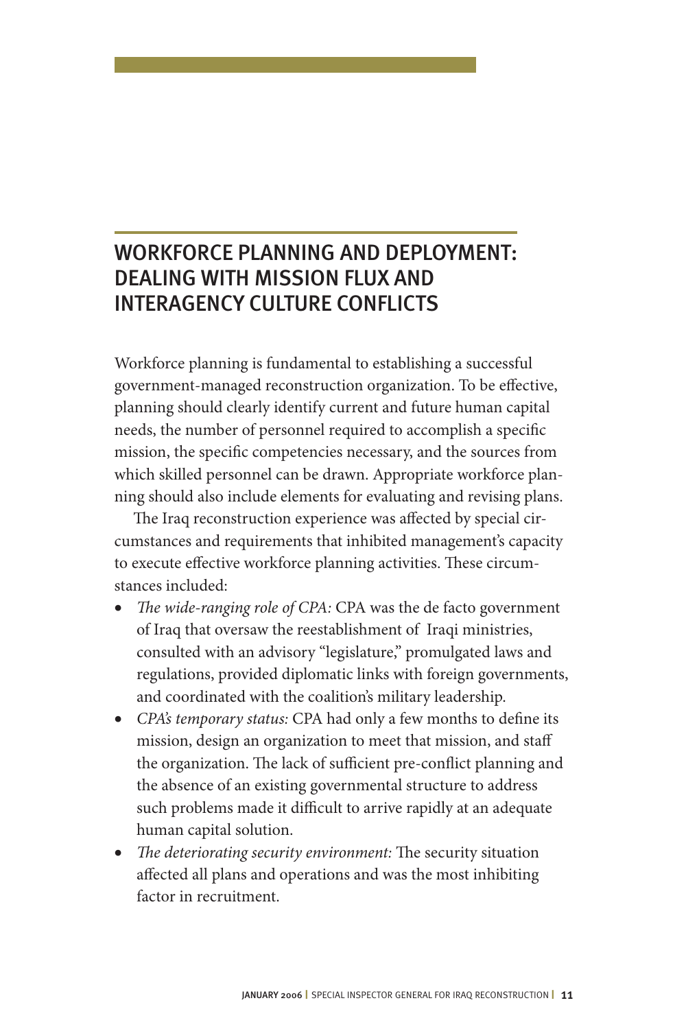## WORKFORCE PLANNING AND DEPLOYMENT: DEALING WITH MISSION FLUX AND INTERAGENCY CULTURE CONFLICTS

Workforce planning is fundamental to establishing a successful government-managed reconstruction organization. To be effective, planning should clearly identify current and future human capital needs, the number of personnel required to accomplish a specific mission, the specific competencies necessary, and the sources from which skilled personnel can be drawn. Appropriate workforce planning should also include elements for evaluating and revising plans.

The Iraq reconstruction experience was affected by special circumstances and requirements that inhibited management's capacity to execute effective workforce planning activities. These circumstances included:

- *The wide-ranging role of CPA:* CPA was the de facto government of Iraq that oversaw the reestablishment of Iraqi ministries, consulted with an advisory "legislature," promulgated laws and regulations, provided diplomatic links with foreign governments, and coordinated with the coalition's military leadership.
- *CPA's temporary status:* CPA had only a few months to define its mission, design an organization to meet that mission, and staff the organization. The lack of sufficient pre-conflict planning and the absence of an existing governmental structure to address such problems made it difficult to arrive rapidly at an adequate human capital solution.
- *The deteriorating security environment:* The security situation affected all plans and operations and was the most inhibiting factor in recruitment.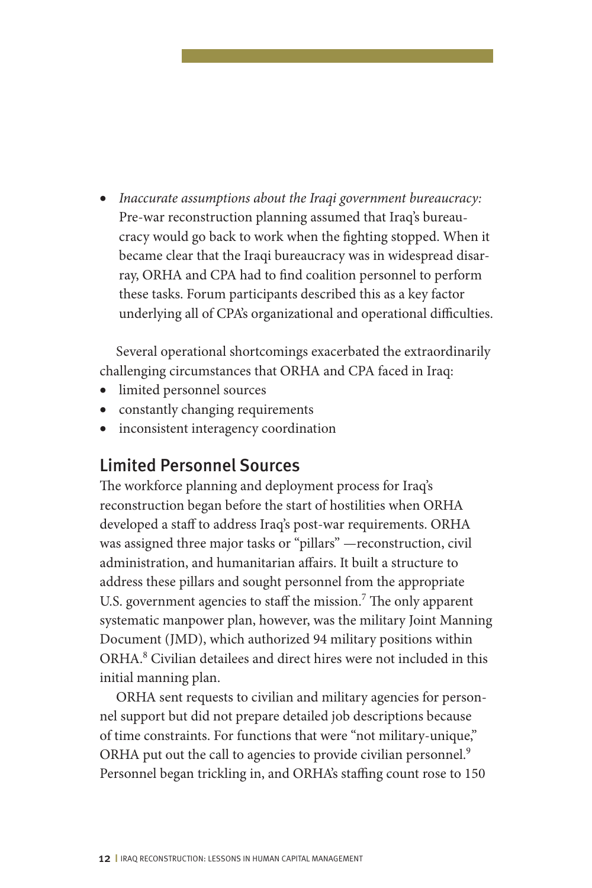- *Inaccurate assumptions about the Iraqi government bureaucracy:* Pre-war reconstruction planning assumed that Iraq's bureaucracy would go back to work when the fighting stopped. When it became clear that the Iraqi bureaucracy was in widespread disarray, ORHA and CPA had to find coalition personnel to perform these tasks. Forum participants described this as a key factor underlying all of CPA's organizational and operational difficulties.

Several operational shortcomings exacerbated the extraordinarily challenging circumstances that ORHA and CPA faced in Iraq:

- limited personnel sources
- constantly changing requirements
- inconsistent interagency coordination

## Limited Personnel Sources

The workforce planning and deployment process for Iraq's reconstruction began before the start of hostilities when ORHA developed a staff to address Iraq's post-war requirements. ORHA was assigned three major tasks or "pillars" —reconstruction, civil administration, and humanitarian affairs. It built a structure to address these pillars and sought personnel from the appropriate U.S. government agencies to staff the mission.[7] The only apparent systematic manpower plan, however, was the military Joint Manning Document (JMD), which authorized 94 military positions within ORHA.[8] Civilian detailees and direct hires were not included in this initial manning plan.

ORHA sent requests to civilian and military agencies for personnel support but did not prepare detailed job descriptions because of time constraints. For functions that were "not military-unique," ORHA put out the call to agencies to provide civilian personnel.[9] Personnel began trickling in, and ORHA's staffing count rose to 150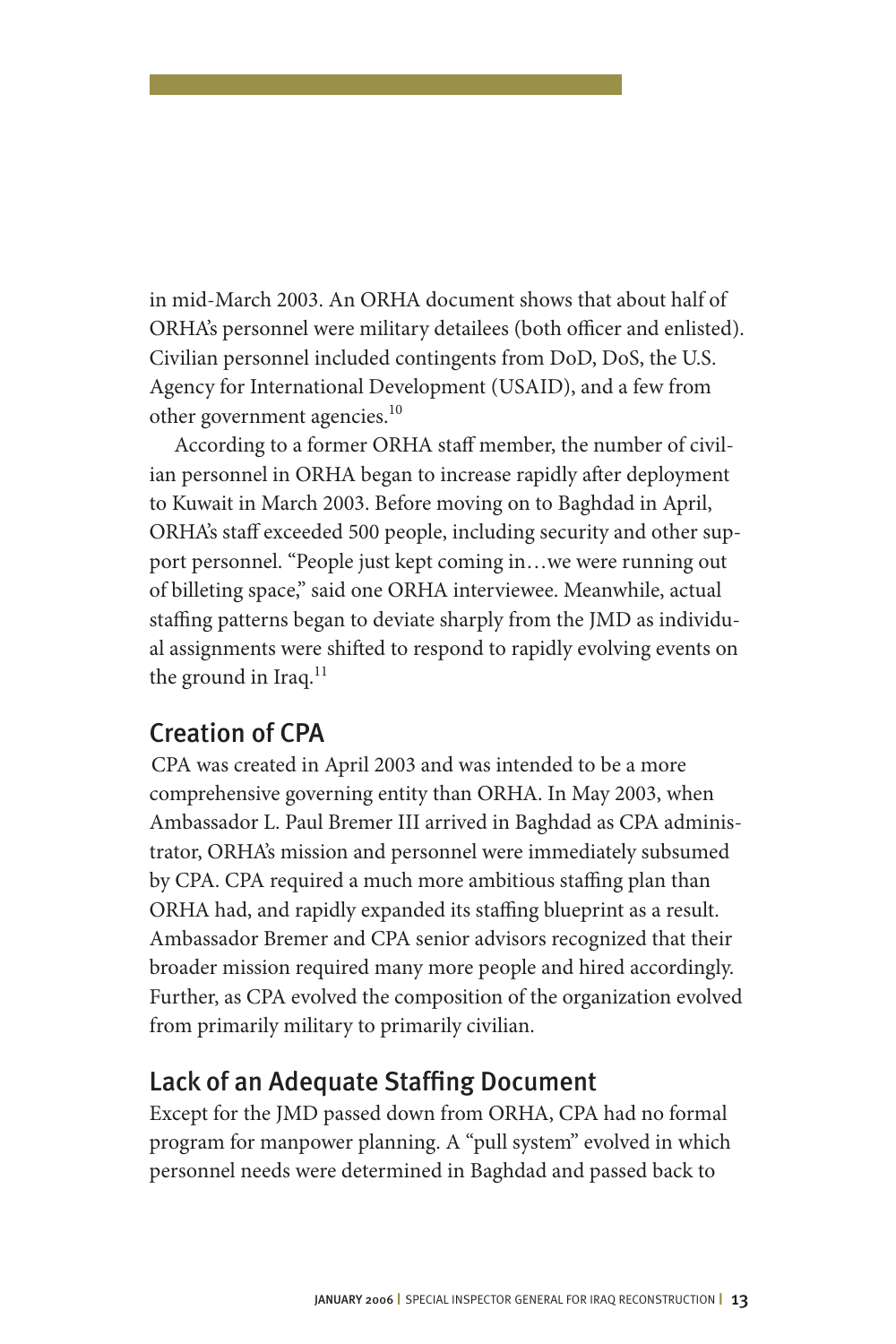in mid-March 2003. An ORHA document shows that about half of ORHA's personnel were military detailees (both officer and enlisted). Civilian personnel included contingents from DoD, DoS, the U.S. Agency for International Development (USAID), and a few from other government agencies.[10]

According to a former ORHA staff member, the number of civilian personnel in ORHA began to increase rapidly after deployment to Kuwait in March 2003. Before moving on to Baghdad in April, ORHA's staff exceeded 500 people, including security and other support personnel. "People just kept coming in…we were running out of billeting space," said one ORHA interviewee. Meanwhile, actual staffing patterns began to deviate sharply from the JMD as individual assignments were shifted to respond to rapidly evolving events on the ground in Iraq.[11]

## Creation of CPA

CPA was created in April 2003 and was intended to be a more comprehensive governing entity than ORHA. In May 2003, when Ambassador L. Paul Bremer III arrived in Baghdad as CPA administrator, ORHA's mission and personnel were immediately subsumed by CPA. CPA required a much more ambitious staffing plan than ORHA had, and rapidly expanded its staffing blueprint as a result. Ambassador Bremer and CPA senior advisors recognized that their broader mission required many more people and hired accordingly. Further, as CPA evolved the composition of the organization evolved from primarily military to primarily civilian.

## Lack of an Adequate Staffing Document

Except for the JMD passed down from ORHA, CPA had no formal program for manpower planning. A "pull system" evolved in which personnel needs were determined in Baghdad and passed back to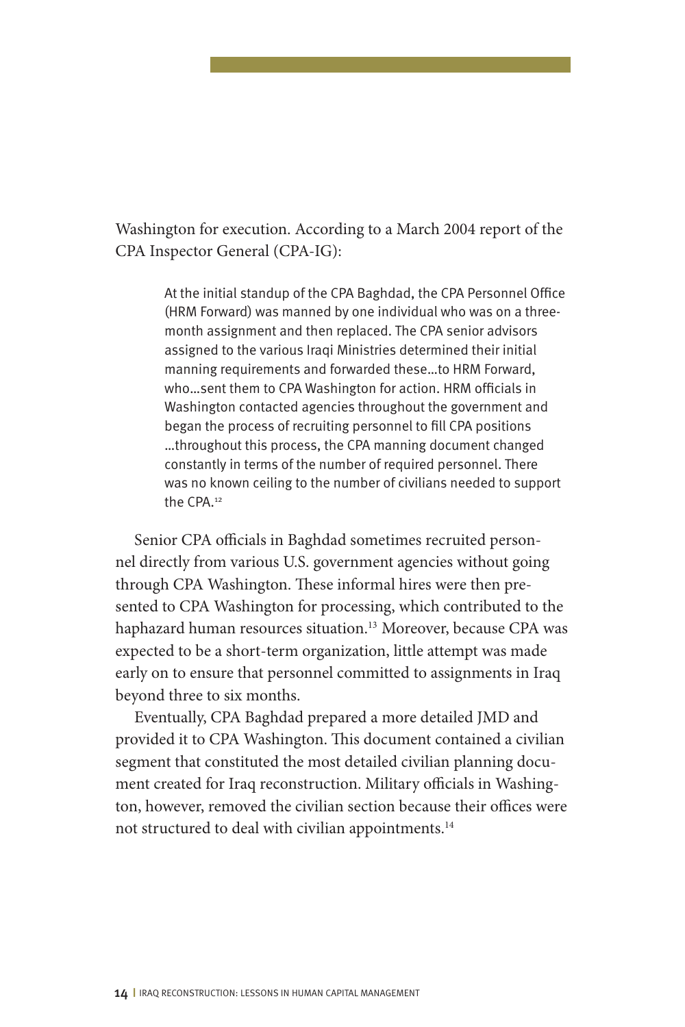Washington for execution. According to a March 2004 report of the CPA Inspector General (CPA-IG):

> At the initial standup of the CPA Baghdad, the CPA Personnel Office (HRM Forward) was manned by one individual who was on a three-month assignment and then replaced. The CPA senior advisors assigned to the various Iraqi Ministries determined their initial manning requirements and forwarded these…to HRM Forward, who…sent them to CPA Washington for action. HRM officials in Washington contacted agencies throughout the government and began the process of recruiting personnel to fill CPA positions …throughout this process, the CPA manning document changed constantly in terms of the number of required personnel. There was no known ceiling to the number of civilians needed to support the CPA.[12]

Senior CPA officials in Baghdad sometimes recruited personnel directly from various U.S. government agencies without going through CPA Washington. These informal hires were then presented to CPA Washington for processing, which contributed to the haphazard human resources situation.[13] Moreover, because CPA was expected to be a short-term organization, little attempt was made early on to ensure that personnel committed to assignments in Iraq beyond three to six months.

Eventually, CPA Baghdad prepared a more detailed JMD and provided it to CPA Washington. This document contained a civilian segment that constituted the most detailed civilian planning document created for Iraq reconstruction. Military officials in Washington, however, removed the civilian section because their offices were not structured to deal with civilian appointments.[14]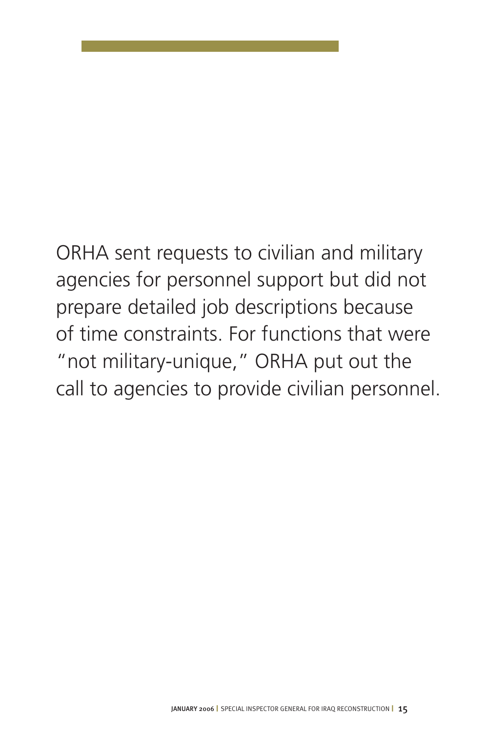ORHA sent requests to civilian and military agencies for personnel support but did not prepare detailed job descriptions because of time constraints. For functions that were "not military-unique," ORHA put out the call to agencies to provide civilian personnel.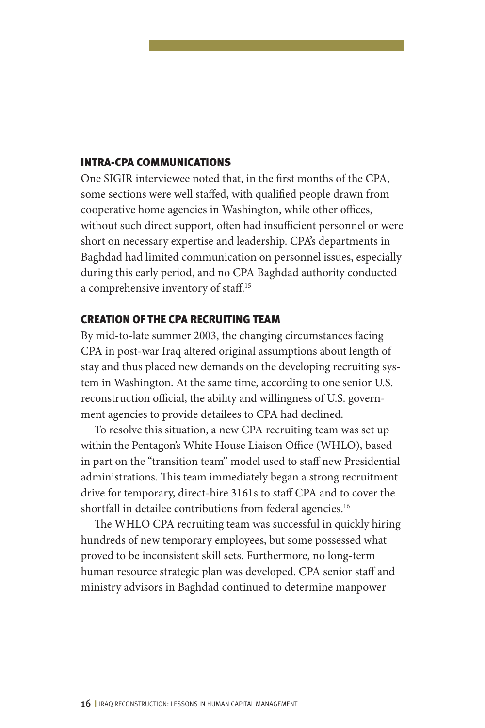## INTRA-CPA COMMUNICATIONS

One SIGIR interviewee noted that, in the first months of the CPA, some sections were well staffed, with qualified people drawn from cooperative home agencies in Washington, while other offices, without such direct support, often had insufficient personnel or were short on necessary expertise and leadership. CPA's departments in Baghdad had limited communication on personnel issues, especially during this early period, and no CPA Baghdad authority conducted a comprehensive inventory of staff.[15]

## CREATION OF THE CPA RECRUITING TEAM

By mid-to-late summer 2003, the changing circumstances facing CPA in post-war Iraq altered original assumptions about length of stay and thus placed new demands on the developing recruiting system in Washington. At the same time, according to one senior U.S. reconstruction official, the ability and willingness of U.S. government agencies to provide detailees to CPA had declined.

To resolve this situation, a new CPA recruiting team was set up within the Pentagon's White House Liaison Office (WHLO), based in part on the "transition team" model used to staff new Presidential administrations. This team immediately began a strong recruitment drive for temporary, direct-hire 3161s to staff CPA and to cover the shortfall in detailee contributions from federal agencies.[16]

The WHLO CPA recruiting team was successful in quickly hiring hundreds of new temporary employees, but some possessed what proved to be inconsistent skill sets. Furthermore, no long-term human resource strategic plan was developed. CPA senior staff and ministry advisors in Baghdad continued to determine manpower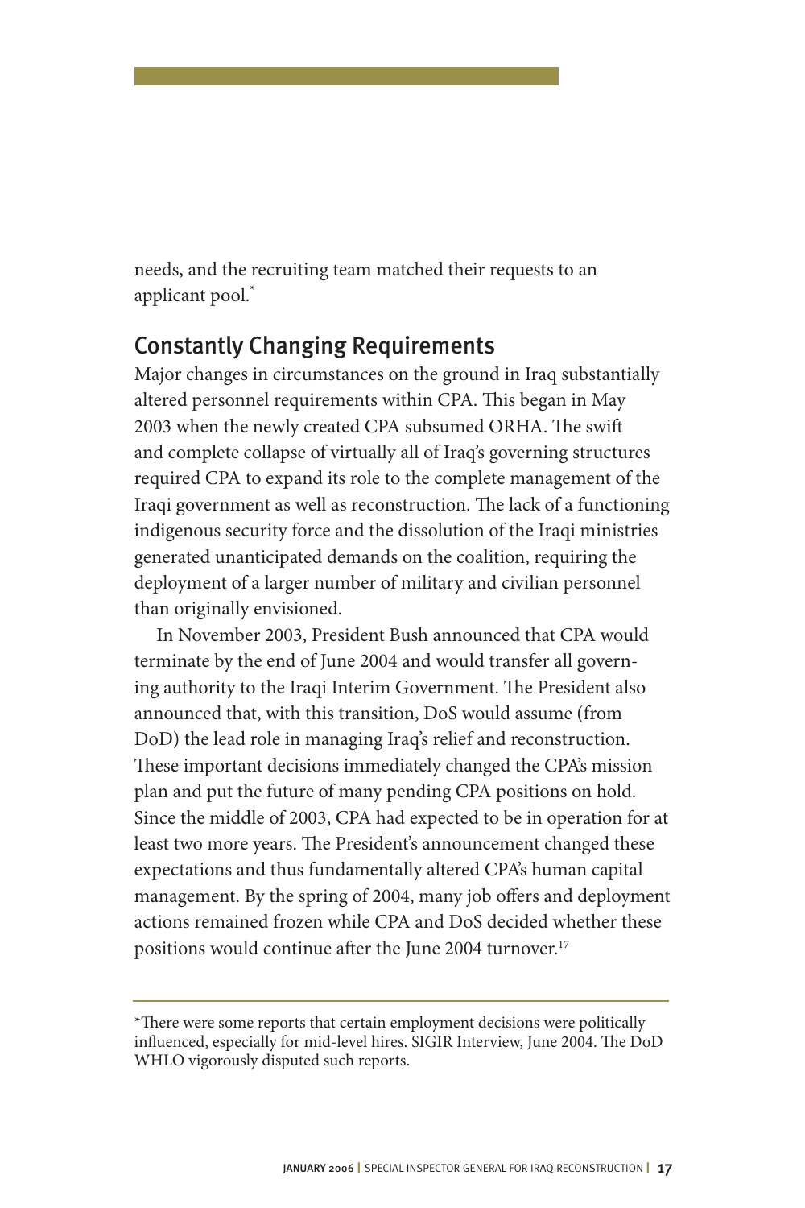needs, and the recruiting team matched their requests to an applicant pool.*

## Constantly Changing Requirements

Major changes in circumstances on the ground in Iraq substantially altered personnel requirements within CPA. This began in May 2003 when the newly created CPA subsumed ORHA. The swift and complete collapse of virtually all of Iraq's governing structures required CPA to expand its role to the complete management of the Iraqi government as well as reconstruction. The lack of a functioning indigenous security force and the dissolution of the Iraqi ministries generated unanticipated demands on the coalition, requiring the deployment of a larger number of military and civilian personnel than originally envisioned.

In November 2003, President Bush announced that CPA would terminate by the end of June 2004 and would transfer all governing authority to the Iraqi Interim Government. The President also announced that, with this transition, DoS would assume (from DoD) the lead role in managing Iraq's relief and reconstruction. These important decisions immediately changed the CPA's mission plan and put the future of many pending CPA positions on hold. Since the middle of 2003, CPA had expected to be in operation for at least two more years. The President's announcement changed these expectations and thus fundamentally altered CPA's human capital management. By the spring of 2004, many job offers and deployment actions remained frozen while CPA and DoS decided whether these positions would continue after the June 2004 turnover.[17]

---

*There were some reports that certain employment decisions were politically influenced, especially for mid-level hires. SIGIR Interview, June 2004. The DoD WHLO vigorously disputed such reports.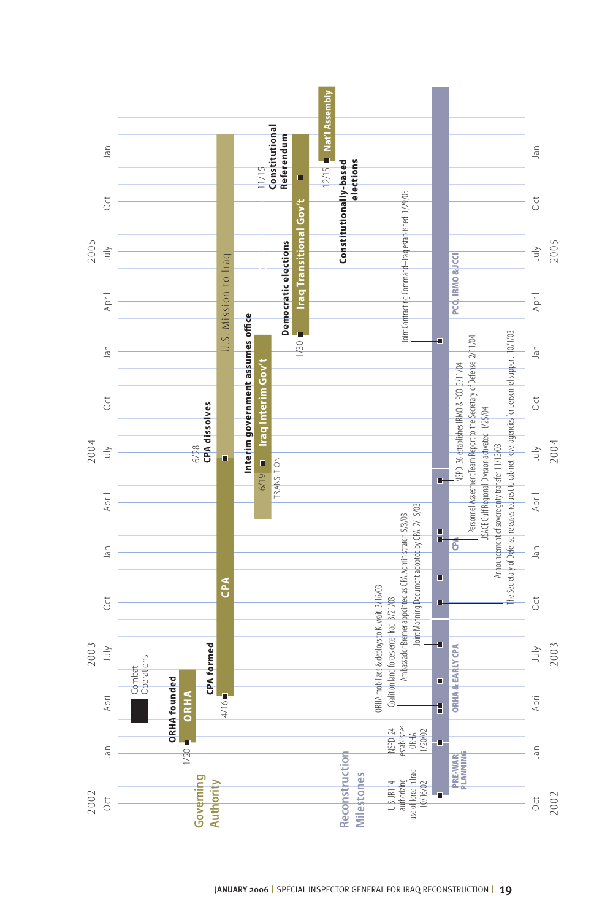## Governing Authority

- Combat Operations
- ORHA founded — 1/20 — ORHA
- CPA formed — 4/16 — CPA
- 6/28 CPA dissolves
- U.S. Mission to Iraq
- TRANSITION
- Interim government assumes office — 6/19 — Iraq Interim Gov't
- Democratic elections — 1/30 — Iraq Transitional Gov't
- 11/15 Constitutional Referendum
- Constitutionally-based elections — 12/15 — Nat'l Assembly

## Reconstruction Milestones

**PRE-WAR PLANNING**

- U.S. JR114 authorizing use of force in Iraq 10/16/02
- NSPD-24 establishes ORHA 1/20/02

**ORHA & EARLY CPA**

- ORHA mobilizes & deploys to Kuwait 3/16/03
- Coalition land forces enter Iraq 3/21/03
- Ambassador Bremer appointed as CPA Administrator 5/3/03
- Joint Manning Document adopted by CPA 7/15/03

**CPA**

- The Secretary of Defense releases request to cabinet-level agencies for personnel support 10/1/03
- Announcement of sovereignty transfer 11/15/03
- USACE Gulf Regional Division activated 1/25/04
- Personnel Assessment Team Report to the Secretary of Defense 2/11/04
- NSPD-36 establishes IRMO & PCO 5/11/04

**PCO, IRMO & JCCI**

- Joint Contracting Command–Iraq established 1/29/05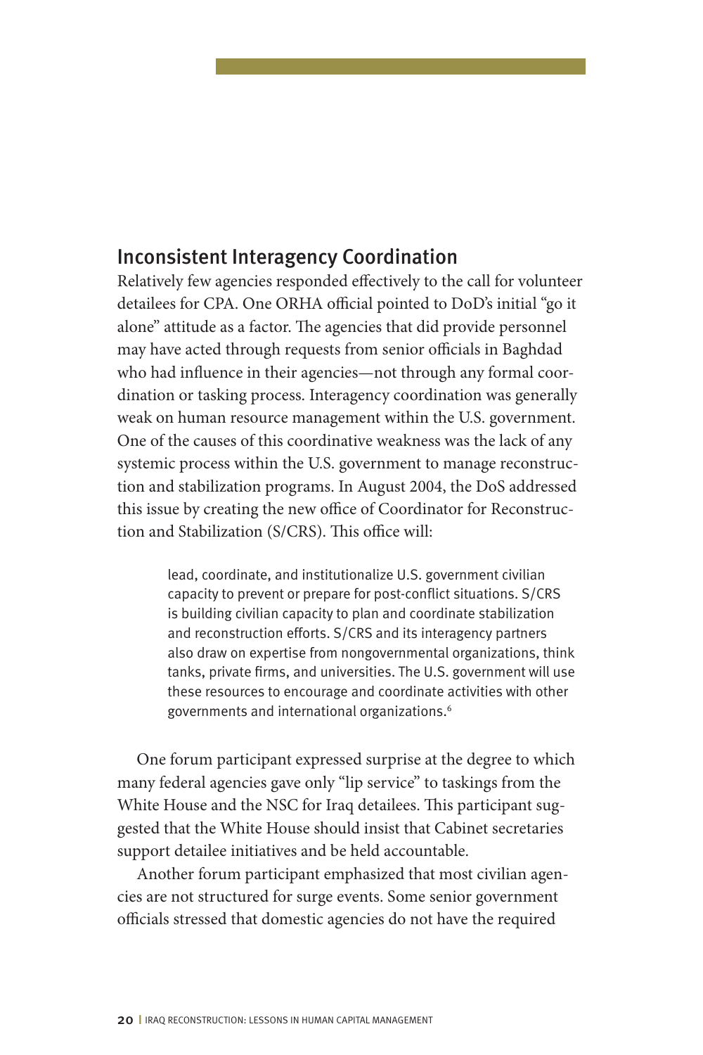## Inconsistent Interagency Coordination

Relatively few agencies responded effectively to the call for volunteer detailees for CPA. One ORHA official pointed to DoD's initial "go it alone" attitude as a factor. The agencies that did provide personnel may have acted through requests from senior officials in Baghdad who had influence in their agencies—not through any formal coordination or tasking process. Interagency coordination was generally weak on human resource management within the U.S. government. One of the causes of this coordinative weakness was the lack of any systemic process within the U.S. government to manage reconstruction and stabilization programs. In August 2004, the DoS addressed this issue by creating the new office of Coordinator for Reconstruction and Stabilization (S/CRS). This office will:

> lead, coordinate, and institutionalize U.S. government civilian capacity to prevent or prepare for post-conflict situations. S/CRS is building civilian capacity to plan and coordinate stabilization and reconstruction efforts. S/CRS and its interagency partners also draw on expertise from nongovernmental organizations, think tanks, private firms, and universities. The U.S. government will use these resources to encourage and coordinate activities with other governments and international organizations.[6]

One forum participant expressed surprise at the degree to which many federal agencies gave only "lip service" to taskings from the White House and the NSC for Iraq detailees. This participant suggested that the White House should insist that Cabinet secretaries support detailee initiatives and be held accountable.

Another forum participant emphasized that most civilian agencies are not structured for surge events. Some senior government officials stressed that domestic agencies do not have the required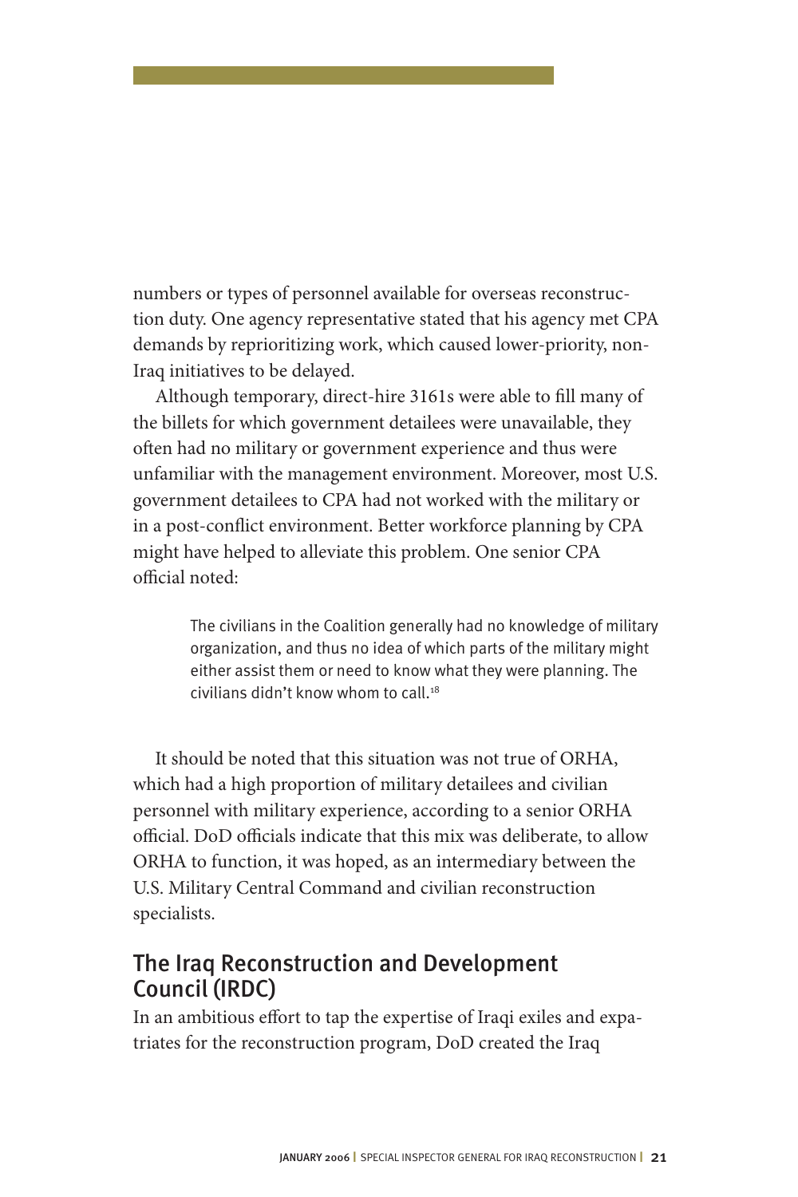numbers or types of personnel available for overseas reconstruction duty. One agency representative stated that his agency met CPA demands by reprioritizing work, which caused lower-priority, non-Iraq initiatives to be delayed.

Although temporary, direct-hire 3161s were able to fill many of the billets for which government detailees were unavailable, they often had no military or government experience and thus were unfamiliar with the management environment. Moreover, most U.S. government detailees to CPA had not worked with the military or in a post-conflict environment. Better workforce planning by CPA might have helped to alleviate this problem. One senior CPA official noted:

> The civilians in the Coalition generally had no knowledge of military organization, and thus no idea of which parts of the military might either assist them or need to know what they were planning. The civilians didn't know whom to call.[18]

It should be noted that this situation was not true of ORHA, which had a high proportion of military detailees and civilian personnel with military experience, according to a senior ORHA official. DoD officials indicate that this mix was deliberate, to allow ORHA to function, it was hoped, as an intermediary between the U.S. Military Central Command and civilian reconstruction specialists.

## The Iraq Reconstruction and Development Council (IRDC)

In an ambitious effort to tap the expertise of Iraqi exiles and expatriates for the reconstruction program, DoD created the Iraq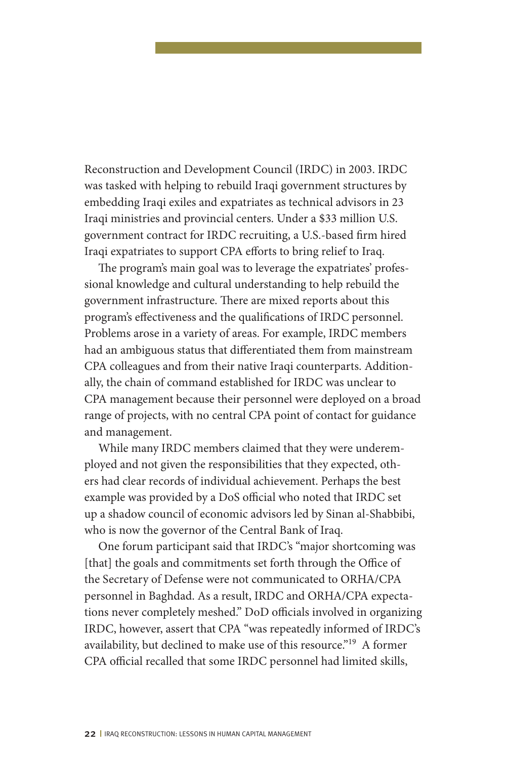Reconstruction and Development Council (IRDC) in 2003. IRDC was tasked with helping to rebuild Iraqi government structures by embedding Iraqi exiles and expatriates as technical advisors in 23 Iraqi ministries and provincial centers. Under a $33 million U.S. government contract for IRDC recruiting, a U.S.-based firm hired Iraqi expatriates to support CPA efforts to bring relief to Iraq.

The program's main goal was to leverage the expatriates' professional knowledge and cultural understanding to help rebuild the government infrastructure. There are mixed reports about this program's effectiveness and the qualifications of IRDC personnel. Problems arose in a variety of areas. For example, IRDC members had an ambiguous status that differentiated them from mainstream CPA colleagues and from their native Iraqi counterparts. Additionally, the chain of command established for IRDC was unclear to CPA management because their personnel were deployed on a broad range of projects, with no central CPA point of contact for guidance and management.

While many IRDC members claimed that they were underemployed and not given the responsibilities that they expected, others had clear records of individual achievement. Perhaps the best example was provided by a DoS official who noted that IRDC set up a shadow council of economic advisors led by Sinan al-Shabbibi, who is now the governor of the Central Bank of Iraq.

One forum participant said that IRDC's "major shortcoming was [that] the goals and commitments set forth through the Office of the Secretary of Defense were not communicated to ORHA/CPA personnel in Baghdad. As a result, IRDC and ORHA/CPA expectations never completely meshed." DoD officials involved in organizing IRDC, however, assert that CPA "was repeatedly informed of IRDC's availability, but declined to make use of this resource."[19] A former CPA official recalled that some IRDC personnel had limited skills,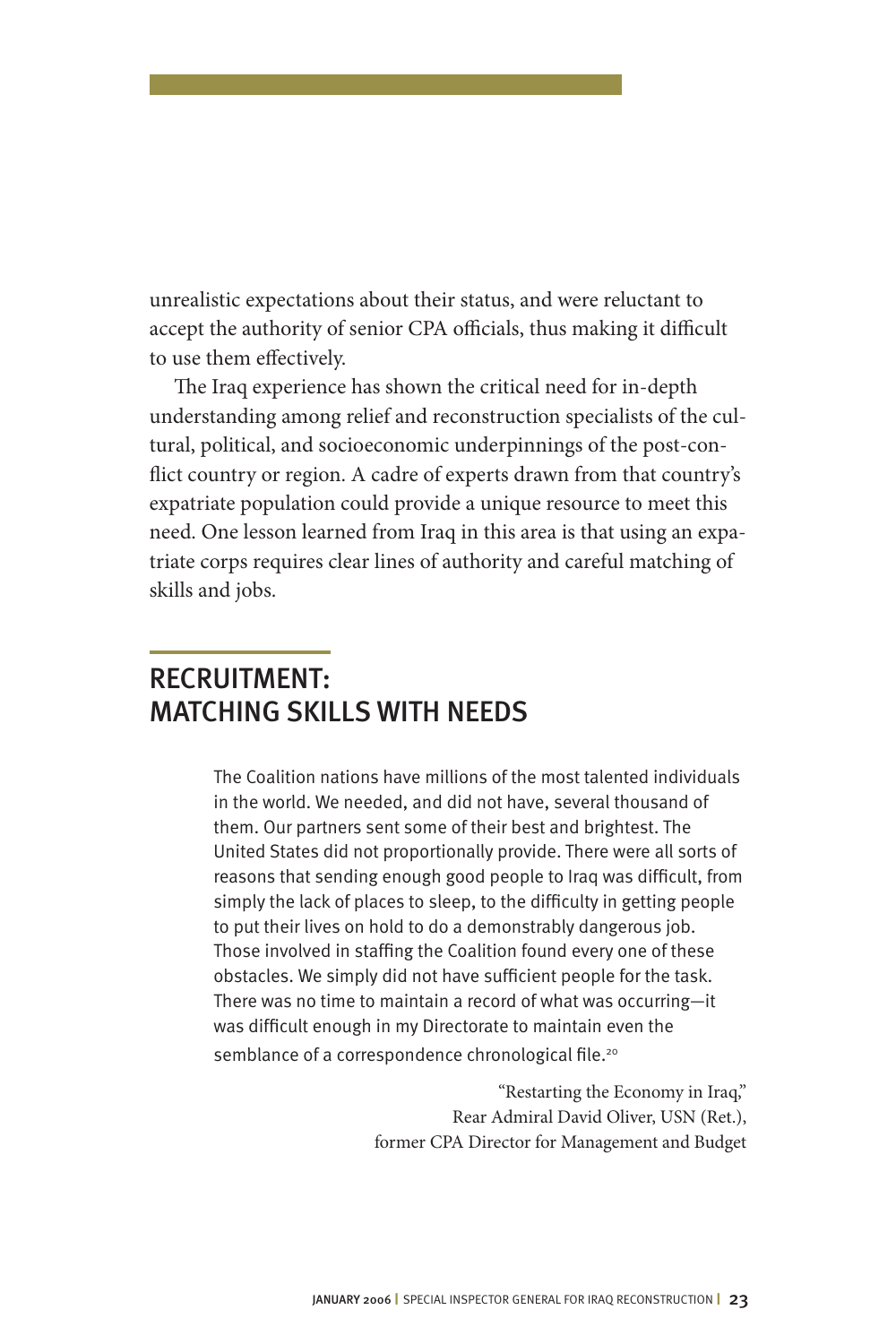unrealistic expectations about their status, and were reluctant to accept the authority of senior CPA officials, thus making it difficult to use them effectively.

The Iraq experience has shown the critical need for in-depth understanding among relief and reconstruction specialists of the cultural, political, and socioeconomic underpinnings of the post-conflict country or region. A cadre of experts drawn from that country's expatriate population could provide a unique resource to meet this need. One lesson learned from Iraq in this area is that using an expatriate corps requires clear lines of authority and careful matching of skills and jobs.

## RECRUITMENT: MATCHING SKILLS WITH NEEDS

> The Coalition nations have millions of the most talented individuals in the world. We needed, and did not have, several thousand of them. Our partners sent some of their best and brightest. The United States did not proportionally provide. There were all sorts of reasons that sending enough good people to Iraq was difficult, from simply the lack of places to sleep, to the difficulty in getting people to put their lives on hold to do a demonstrably dangerous job. Those involved in staffing the Coalition found every one of these obstacles. We simply did not have sufficient people for the task. There was no time to maintain a record of what was occurring—it was difficult enough in my Directorate to maintain even the semblance of a correspondence chronological file.[20]
>
> "Restarting the Economy in Iraq,"
> Rear Admiral David Oliver, USN (Ret.),
> former CPA Director for Management and Budget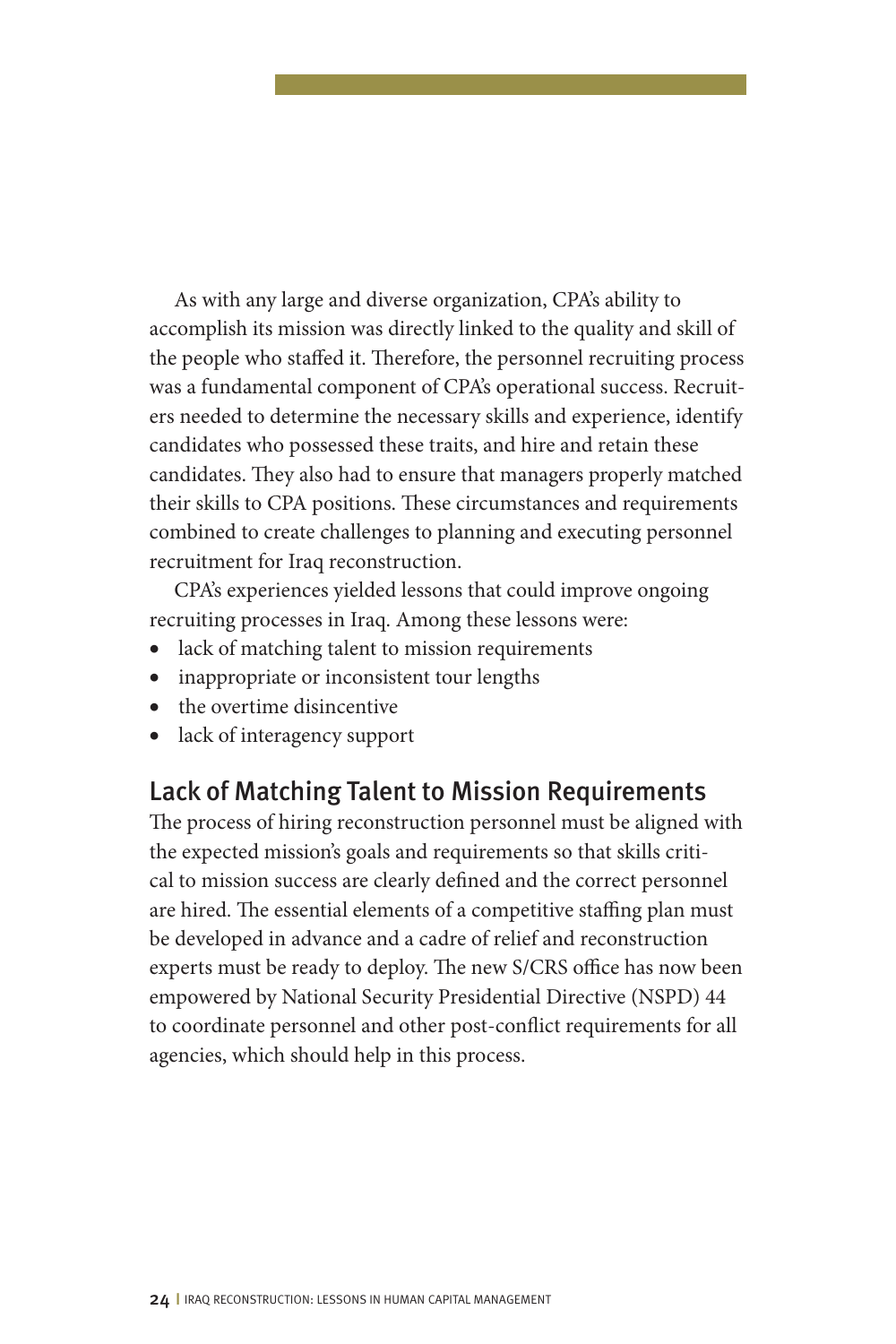As with any large and diverse organization, CPA's ability to accomplish its mission was directly linked to the quality and skill of the people who staffed it. Therefore, the personnel recruiting process was a fundamental component of CPA's operational success. Recruiters needed to determine the necessary skills and experience, identify candidates who possessed these traits, and hire and retain these candidates. They also had to ensure that managers properly matched their skills to CPA positions. These circumstances and requirements combined to create challenges to planning and executing personnel recruitment for Iraq reconstruction.

CPA's experiences yielded lessons that could improve ongoing recruiting processes in Iraq. Among these lessons were:

- lack of matching talent to mission requirements
- inappropriate or inconsistent tour lengths
- the overtime disincentive
- lack of interagency support

## Lack of Matching Talent to Mission Requirements

The process of hiring reconstruction personnel must be aligned with the expected mission's goals and requirements so that skills critical to mission success are clearly defined and the correct personnel are hired. The essential elements of a competitive staffing plan must be developed in advance and a cadre of relief and reconstruction experts must be ready to deploy. The new S/CRS office has now been empowered by National Security Presidential Directive (NSPD) 44 to coordinate personnel and other post-conflict requirements for all agencies, which should help in this process.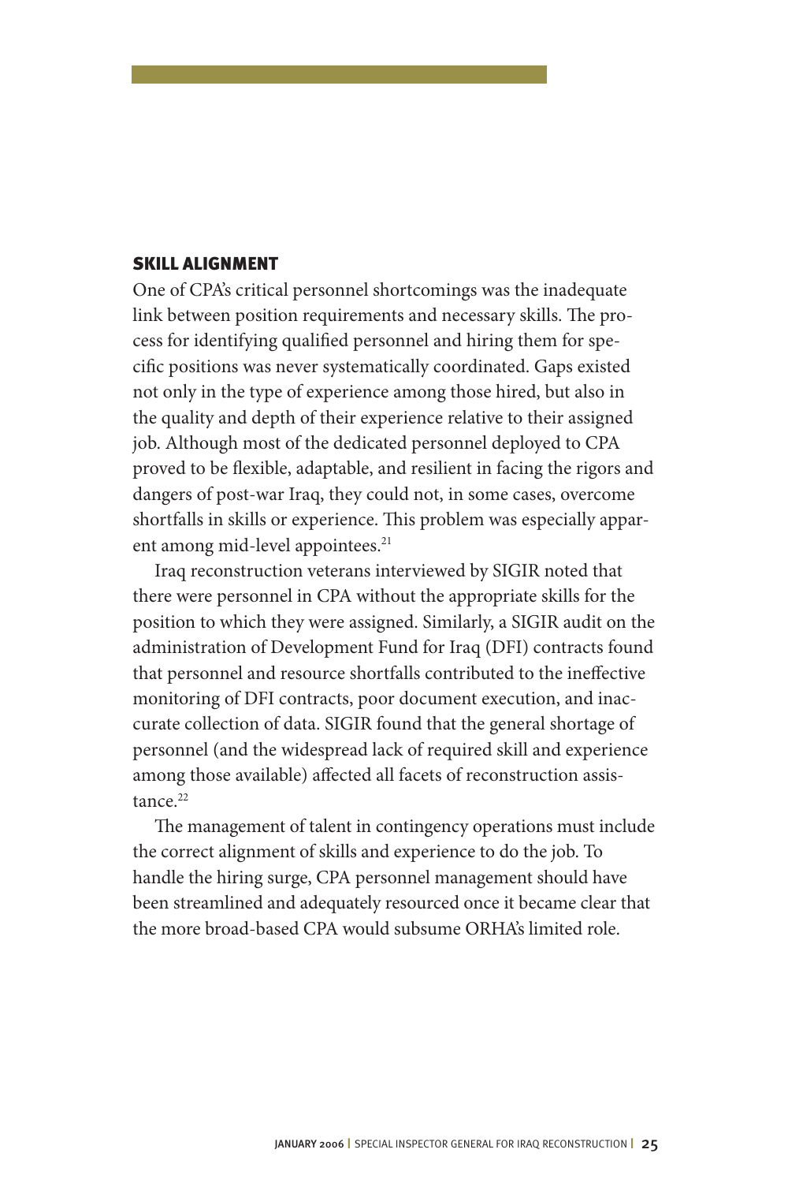## SKILL ALIGNMENT

One of CPA's critical personnel shortcomings was the inadequate link between position requirements and necessary skills. The process for identifying qualified personnel and hiring them for specific positions was never systematically coordinated. Gaps existed not only in the type of experience among those hired, but also in the quality and depth of their experience relative to their assigned job. Although most of the dedicated personnel deployed to CPA proved to be flexible, adaptable, and resilient in facing the rigors and dangers of post-war Iraq, they could not, in some cases, overcome shortfalls in skills or experience. This problem was especially apparent among mid-level appointees.[21]

Iraq reconstruction veterans interviewed by SIGIR noted that there were personnel in CPA without the appropriate skills for the position to which they were assigned. Similarly, a SIGIR audit on the administration of Development Fund for Iraq (DFI) contracts found that personnel and resource shortfalls contributed to the ineffective monitoring of DFI contracts, poor document execution, and inaccurate collection of data. SIGIR found that the general shortage of personnel (and the widespread lack of required skill and experience among those available) affected all facets of reconstruction assistance.[22]

The management of talent in contingency operations must include the correct alignment of skills and experience to do the job. To handle the hiring surge, CPA personnel management should have been streamlined and adequately resourced once it became clear that the more broad-based CPA would subsume ORHA's limited role.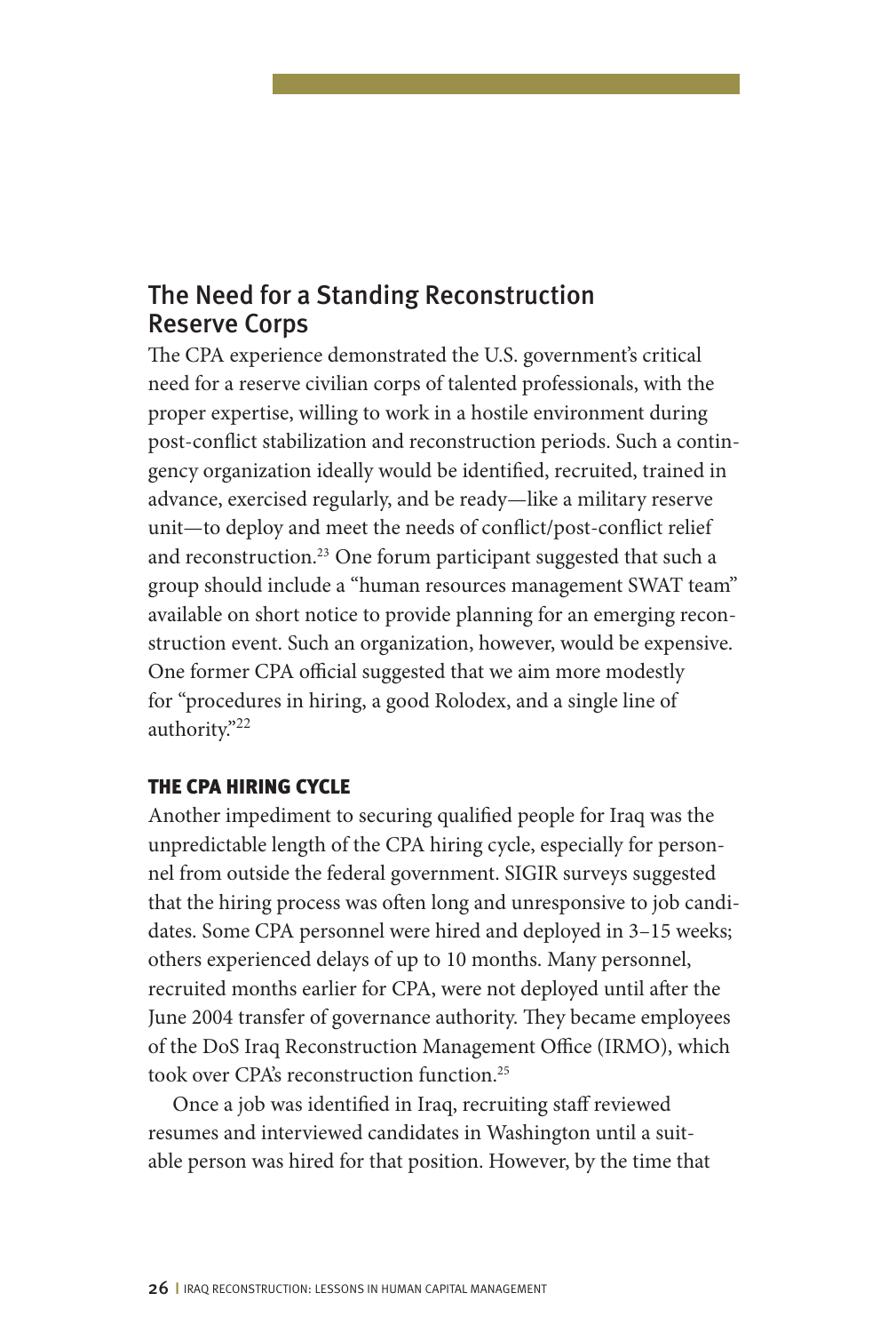## The Need for a Standing Reconstruction Reserve Corps

The CPA experience demonstrated the U.S. government's critical need for a reserve civilian corps of talented professionals, with the proper expertise, willing to work in a hostile environment during post-conflict stabilization and reconstruction periods. Such a contingency organization ideally would be identified, recruited, trained in advance, exercised regularly, and be ready—like a military reserve unit—to deploy and meet the needs of conflict/post-conflict relief and reconstruction.[23] One forum participant suggested that such a group should include a "human resources management SWAT team" available on short notice to provide planning for an emerging reconstruction event. Such an organization, however, would be expensive. One former CPA official suggested that we aim more modestly for "procedures in hiring, a good Rolodex, and a single line of authority."[22]

### THE CPA HIRING CYCLE

Another impediment to securing qualified people for Iraq was the unpredictable length of the CPA hiring cycle, especially for personnel from outside the federal government. SIGIR surveys suggested that the hiring process was often long and unresponsive to job candidates. Some CPA personnel were hired and deployed in 3–15 weeks; others experienced delays of up to 10 months. Many personnel, recruited months earlier for CPA, were not deployed until after the June 2004 transfer of governance authority. They became employees of the DoS Iraq Reconstruction Management Office (IRMO), which took over CPA's reconstruction function.[25]

Once a job was identified in Iraq, recruiting staff reviewed resumes and interviewed candidates in Washington until a suitable person was hired for that position. However, by the time that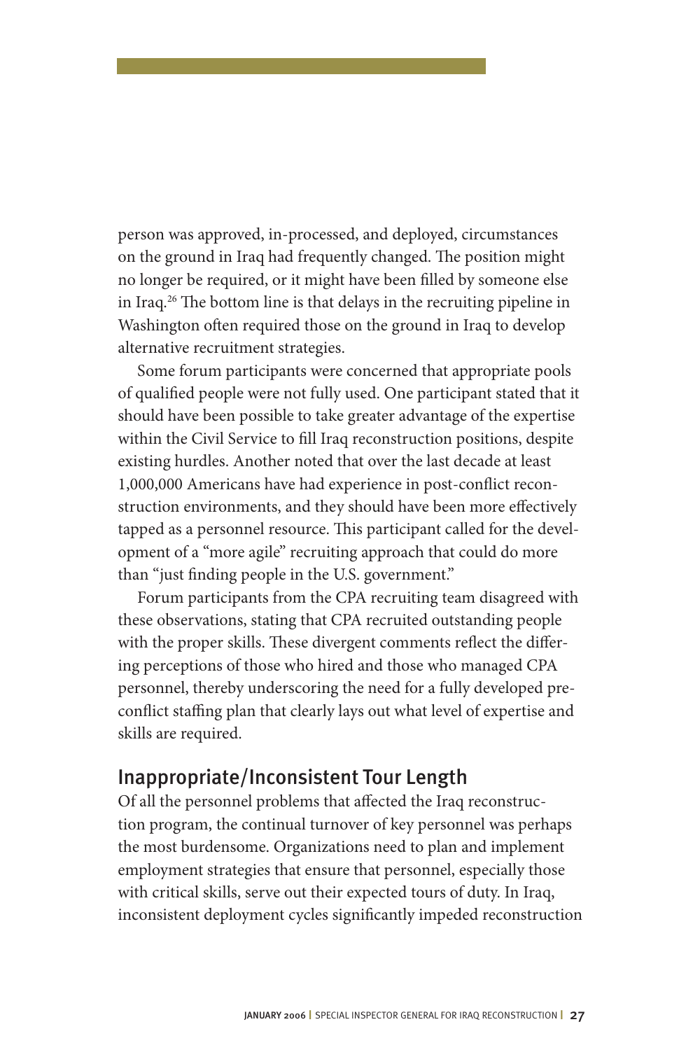person was approved, in-processed, and deployed, circumstances on the ground in Iraq had frequently changed. The position might no longer be required, or it might have been filled by someone else in Iraq.[26] The bottom line is that delays in the recruiting pipeline in Washington often required those on the ground in Iraq to develop alternative recruitment strategies.

Some forum participants were concerned that appropriate pools of qualified people were not fully used. One participant stated that it should have been possible to take greater advantage of the expertise within the Civil Service to fill Iraq reconstruction positions, despite existing hurdles. Another noted that over the last decade at least 1,000,000 Americans have had experience in post-conflict reconstruction environments, and they should have been more effectively tapped as a personnel resource. This participant called for the development of a "more agile" recruiting approach that could do more than "just finding people in the U.S. government."

Forum participants from the CPA recruiting team disagreed with these observations, stating that CPA recruited outstanding people with the proper skills. These divergent comments reflect the differing perceptions of those who hired and those who managed CPA personnel, thereby underscoring the need for a fully developed pre-conflict staffing plan that clearly lays out what level of expertise and skills are required.

## Inappropriate/Inconsistent Tour Length

Of all the personnel problems that affected the Iraq reconstruction program, the continual turnover of key personnel was perhaps the most burdensome. Organizations need to plan and implement employment strategies that ensure that personnel, especially those with critical skills, serve out their expected tours of duty. In Iraq, inconsistent deployment cycles significantly impeded reconstruction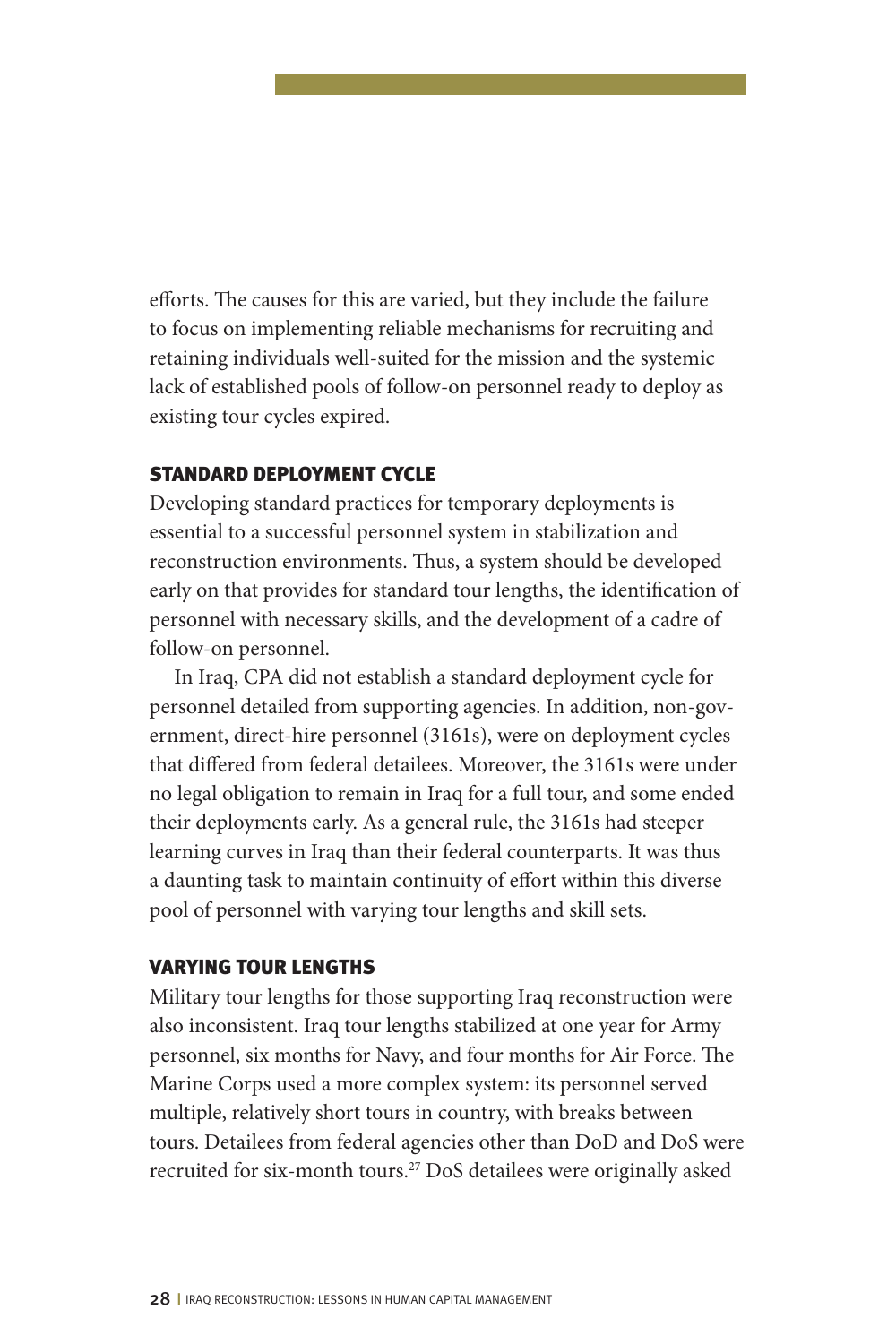efforts. The causes for this are varied, but they include the failure to focus on implementing reliable mechanisms for recruiting and retaining individuals well-suited for the mission and the systemic lack of established pools of follow-on personnel ready to deploy as existing tour cycles expired.

## STANDARD DEPLOYMENT CYCLE

Developing standard practices for temporary deployments is essential to a successful personnel system in stabilization and reconstruction environments. Thus, a system should be developed early on that provides for standard tour lengths, the identification of personnel with necessary skills, and the development of a cadre of follow-on personnel.

In Iraq, CPA did not establish a standard deployment cycle for personnel detailed from supporting agencies. In addition, non-government, direct-hire personnel (3161s), were on deployment cycles that differed from federal detailees. Moreover, the 3161s were under no legal obligation to remain in Iraq for a full tour, and some ended their deployments early. As a general rule, the 3161s had steeper learning curves in Iraq than their federal counterparts. It was thus a daunting task to maintain continuity of effort within this diverse pool of personnel with varying tour lengths and skill sets.

## VARYING TOUR LENGTHS

Military tour lengths for those supporting Iraq reconstruction were also inconsistent. Iraq tour lengths stabilized at one year for Army personnel, six months for Navy, and four months for Air Force. The Marine Corps used a more complex system: its personnel served multiple, relatively short tours in country, with breaks between tours. Detailees from federal agencies other than DoD and DoS were recruited for six-month tours.[27] DoS detailees were originally asked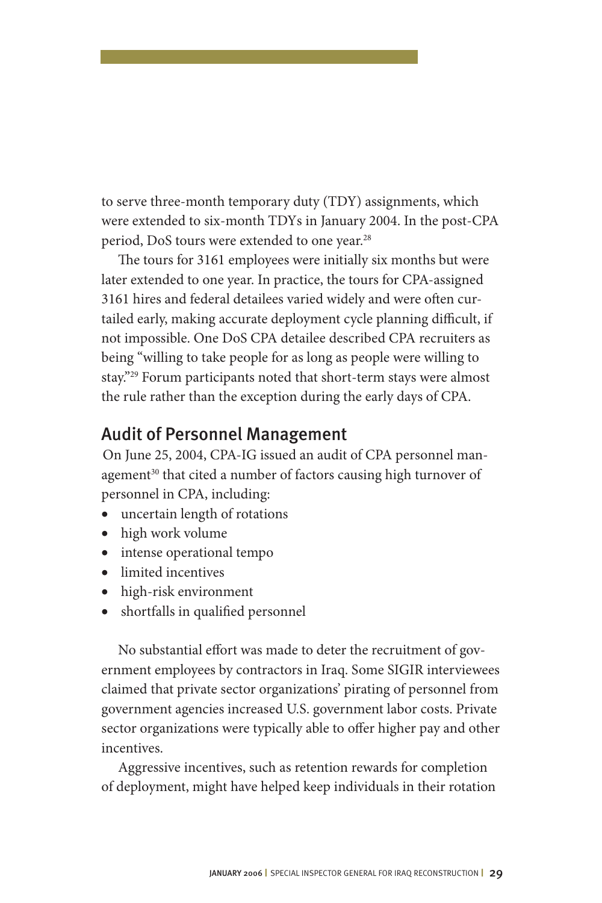to serve three-month temporary duty (TDY) assignments, which were extended to six-month TDYs in January 2004. In the post-CPA period, DoS tours were extended to one year.[28]

The tours for 3161 employees were initially six months but were later extended to one year. In practice, the tours for CPA-assigned 3161 hires and federal detailees varied widely and were often curtailed early, making accurate deployment cycle planning difficult, if not impossible. One DoS CPA detailee described CPA recruiters as being "willing to take people for as long as people were willing to stay."[29] Forum participants noted that short-term stays were almost the rule rather than the exception during the early days of CPA.

## Audit of Personnel Management

On June 25, 2004, CPA-IG issued an audit of CPA personnel management[30] that cited a number of factors causing high turnover of personnel in CPA, including:

- uncertain length of rotations
- high work volume
- intense operational tempo
- limited incentives
- high-risk environment
- shortfalls in qualified personnel

No substantial effort was made to deter the recruitment of government employees by contractors in Iraq. Some SIGIR interviewees claimed that private sector organizations' pirating of personnel from government agencies increased U.S. government labor costs. Private sector organizations were typically able to offer higher pay and other incentives.

Aggressive incentives, such as retention rewards for completion of deployment, might have helped keep individuals in their rotation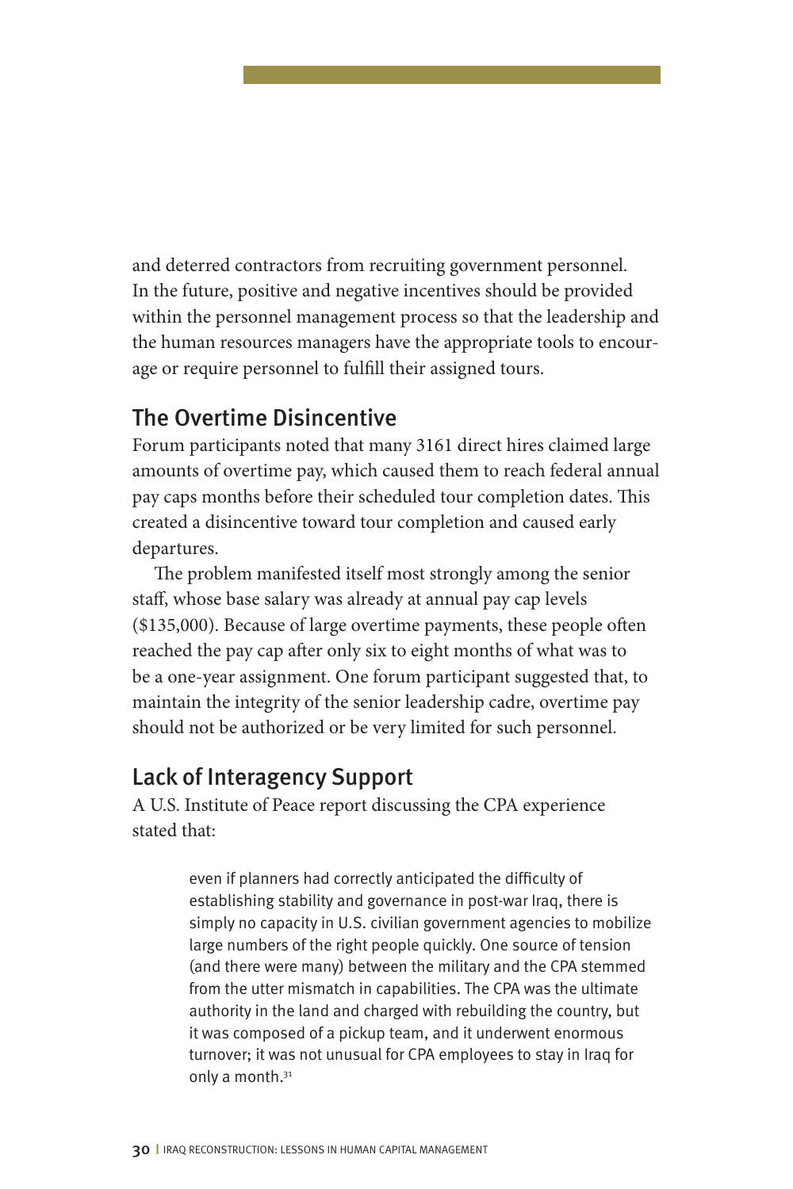and deterred contractors from recruiting government personnel. In the future, positive and negative incentives should be provided within the personnel management process so that the leadership and the human resources managers have the appropriate tools to encourage or require personnel to fulfill their assigned tours.

## The Overtime Disincentive

Forum participants noted that many 3161 direct hires claimed large amounts of overtime pay, which caused them to reach federal annual pay caps months before their scheduled tour completion dates. This created a disincentive toward tour completion and caused early departures.

The problem manifested itself most strongly among the senior staff, whose base salary was already at annual pay cap levels ($135,000). Because of large overtime payments, these people often reached the pay cap after only six to eight months of what was to be a one-year assignment. One forum participant suggested that, to maintain the integrity of the senior leadership cadre, overtime pay should not be authorized or be very limited for such personnel.

## Lack of Interagency Support

A U.S. Institute of Peace report discussing the CPA experience stated that:

> even if planners had correctly anticipated the difficulty of establishing stability and governance in post-war Iraq, there is simply no capacity in U.S. civilian government agencies to mobilize large numbers of the right people quickly. One source of tension (and there were many) between the military and the CPA stemmed from the utter mismatch in capabilities. The CPA was the ultimate authority in the land and charged with rebuilding the country, but it was composed of a pickup team, and it underwent enormous turnover; it was not unusual for CPA employees to stay in Iraq for only a month.[31]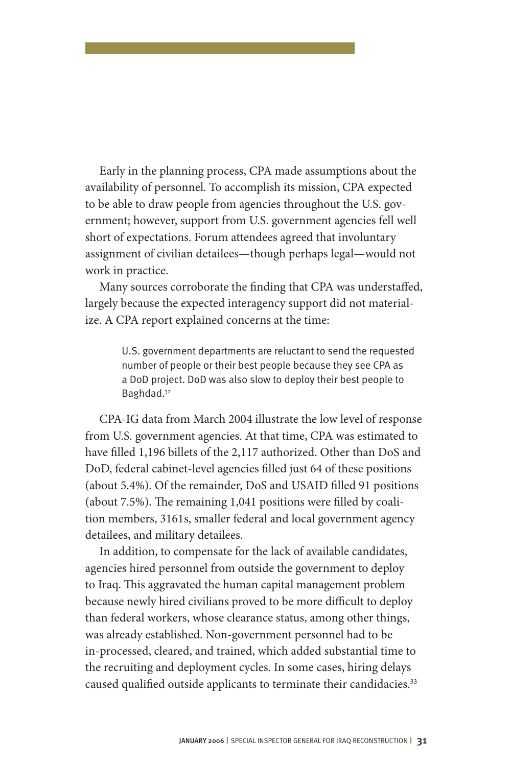Early in the planning process, CPA made assumptions about the availability of personnel. To accomplish its mission, CPA expected to be able to draw people from agencies throughout the U.S. government; however, support from U.S. government agencies fell well short of expectations. Forum attendees agreed that involuntary assignment of civilian detailees—though perhaps legal—would not work in practice.

Many sources corroborate the finding that CPA was understaffed, largely because the expected interagency support did not materialize. A CPA report explained concerns at the time:

> U.S. government departments are reluctant to send the requested number of people or their best people because they see CPA as a DoD project. DoD was also slow to deploy their best people to Baghdad.[32]

CPA-IG data from March 2004 illustrate the low level of response from U.S. government agencies. At that time, CPA was estimated to have filled 1,196 billets of the 2,117 authorized. Other than DoS and DoD, federal cabinet-level agencies filled just 64 of these positions (about 5.4%). Of the remainder, DoS and USAID filled 91 positions (about 7.5%). The remaining 1,041 positions were filled by coalition members, 3161s, smaller federal and local government agency detailees, and military detailees.

In addition, to compensate for the lack of available candidates, agencies hired personnel from outside the government to deploy to Iraq. This aggravated the human capital management problem because newly hired civilians proved to be more difficult to deploy than federal workers, whose clearance status, among other things, was already established. Non-government personnel had to be in-processed, cleared, and trained, which added substantial time to the recruiting and deployment cycles. In some cases, hiring delays caused qualified outside applicants to terminate their candidacies.[33]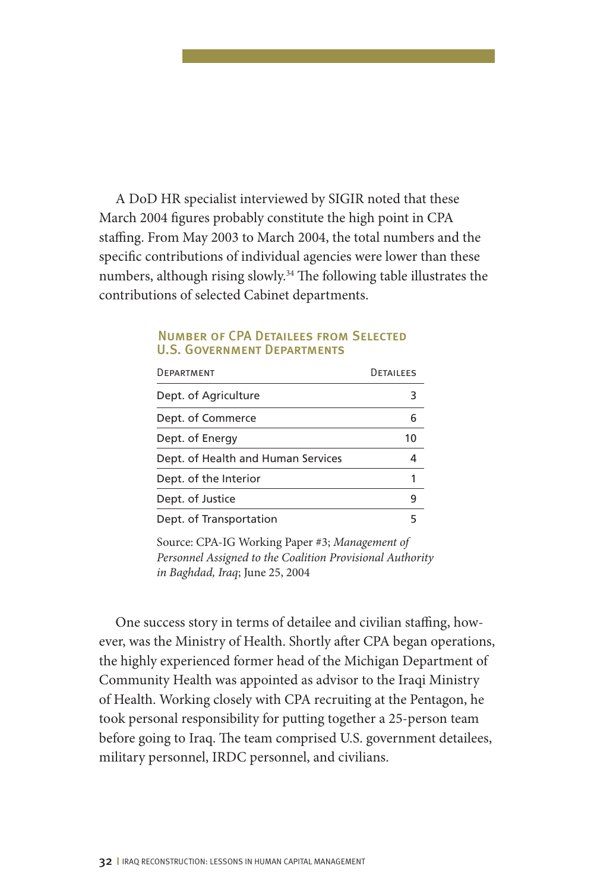A DoD HR specialist interviewed by SIGIR noted that these March 2004 figures probably constitute the high point in CPA staffing. From May 2003 to March 2004, the total numbers and the specific contributions of individual agencies were lower than these numbers, although rising slowly.[34] The following table illustrates the contributions of selected Cabinet departments.

**Number of CPA Detailees from Selected U.S. Government Departments**

| Department | Detailees |
|---|---|
| Dept. of Agriculture | 3 |
| Dept. of Commerce | 6 |
| Dept. of Energy | 10 |
| Dept. of Health and Human Services | 4 |
| Dept. of the Interior | 1 |
| Dept. of Justice | 9 |
| Dept. of Transportation | 5 |

Source: CPA-IG Working Paper #3; *Management of Personnel Assigned to the Coalition Provisional Authority in Baghdad, Iraq*; June 25, 2004

One success story in terms of detailee and civilian staffing, however, was the Ministry of Health. Shortly after CPA began operations, the highly experienced former head of the Michigan Department of Community Health was appointed as advisor to the Iraqi Ministry of Health. Working closely with CPA recruiting at the Pentagon, he took personal responsibility for putting together a 25-person team before going to Iraq. The team comprised U.S. government detailees, military personnel, IRDC personnel, and civilians.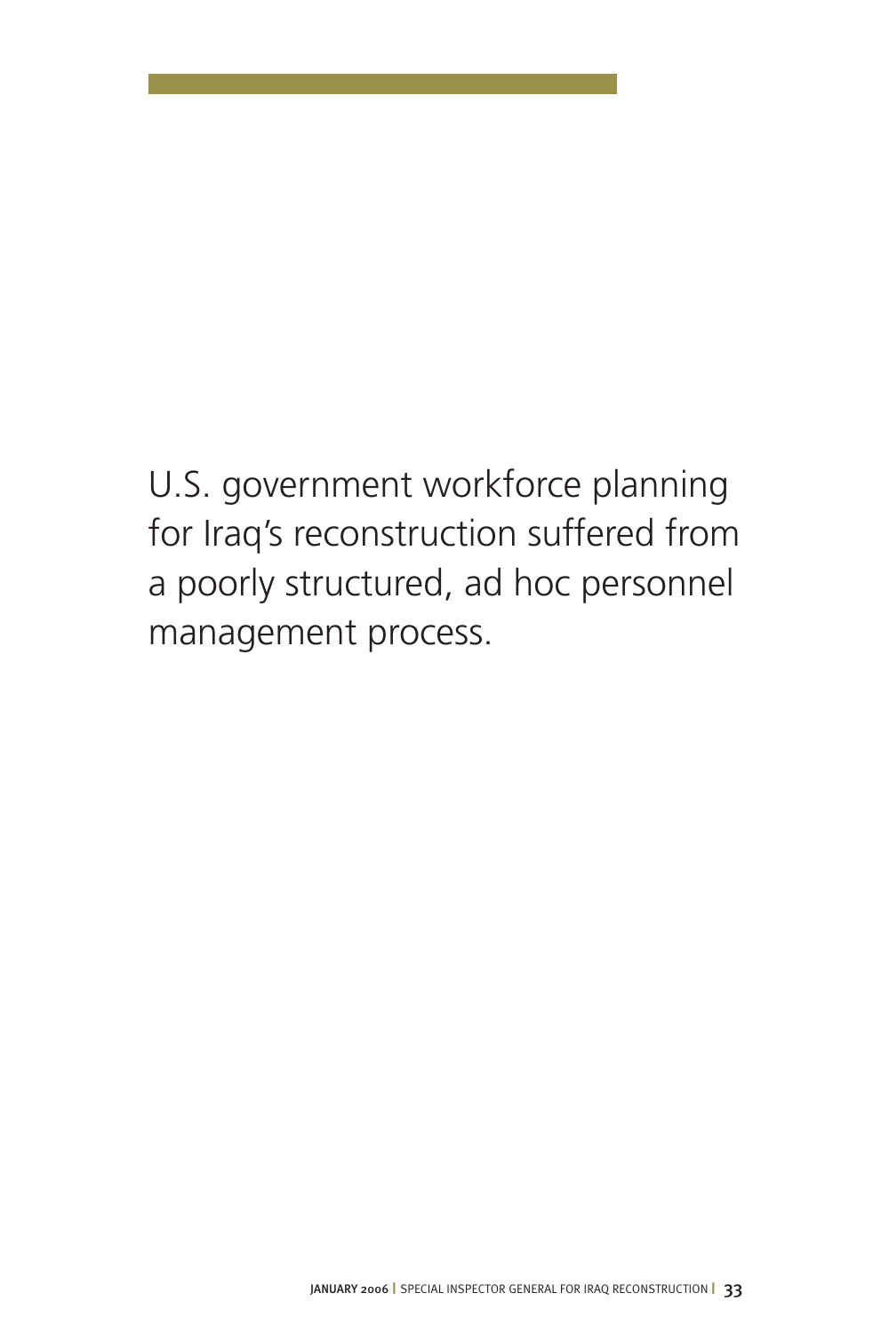U.S. government workforce planning for Iraq's reconstruction suffered from a poorly structured, ad hoc personnel management process.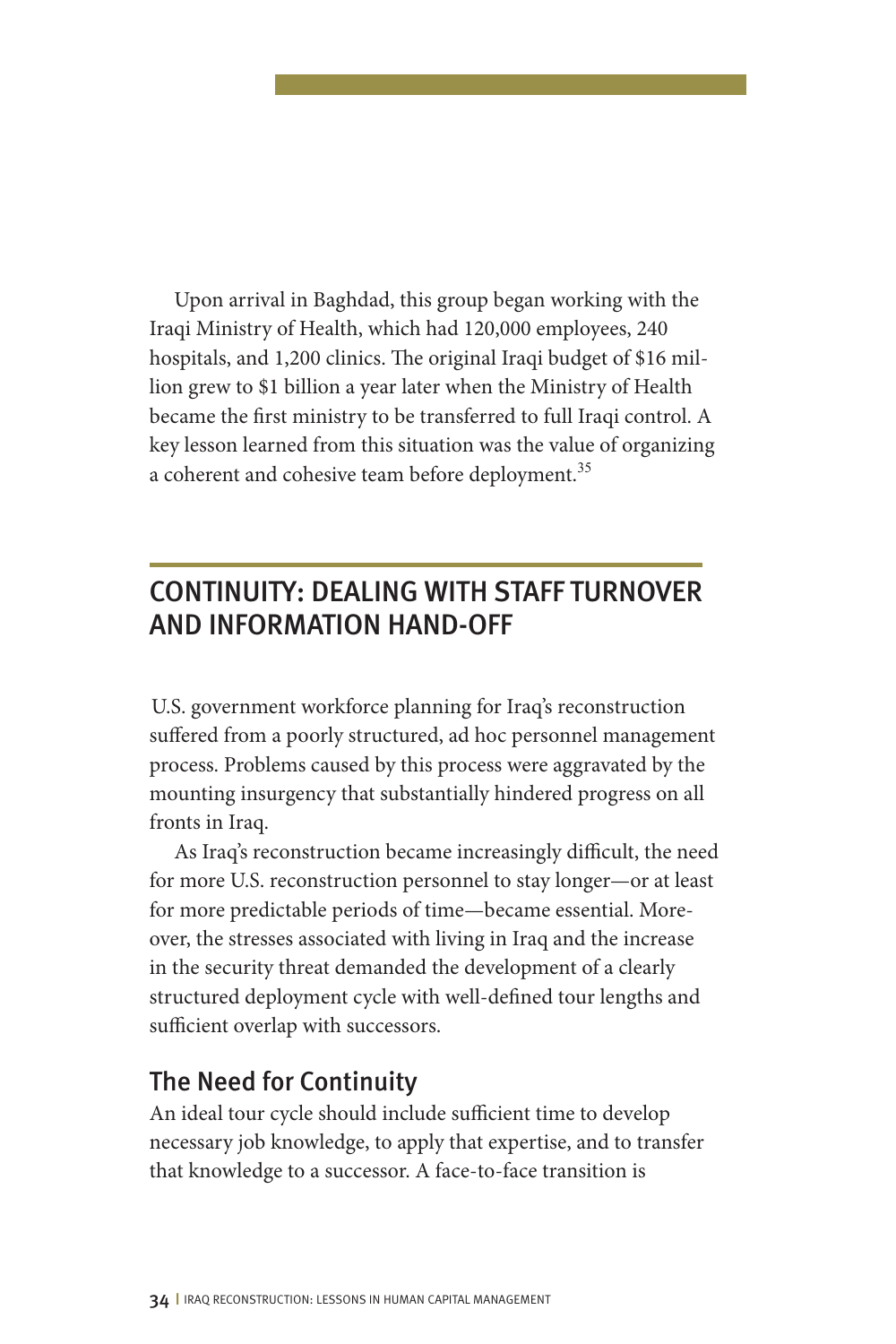Upon arrival in Baghdad, this group began working with the Iraqi Ministry of Health, which had 120,000 employees, 240 hospitals, and 1,200 clinics. The original Iraqi budget of $16 million grew to $1 billion a year later when the Ministry of Health became the first ministry to be transferred to full Iraqi control. A key lesson learned from this situation was the value of organizing a coherent and cohesive team before deployment.[35]

## CONTINUITY: DEALING WITH STAFF TURNOVER AND INFORMATION HAND-OFF

U.S. government workforce planning for Iraq's reconstruction suffered from a poorly structured, ad hoc personnel management process. Problems caused by this process were aggravated by the mounting insurgency that substantially hindered progress on all fronts in Iraq.

As Iraq's reconstruction became increasingly difficult, the need for more U.S. reconstruction personnel to stay longer—or at least for more predictable periods of time—became essential. Moreover, the stresses associated with living in Iraq and the increase in the security threat demanded the development of a clearly structured deployment cycle with well-defined tour lengths and sufficient overlap with successors.

### The Need for Continuity

An ideal tour cycle should include sufficient time to develop necessary job knowledge, to apply that expertise, and to transfer that knowledge to a successor. A face-to-face transition is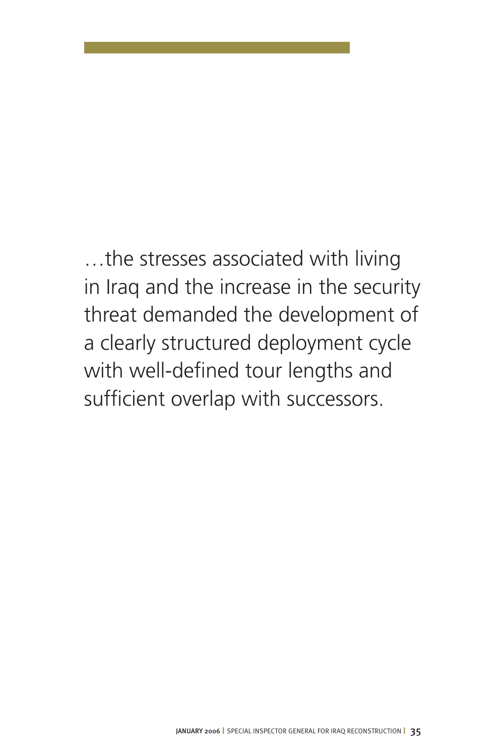…the stresses associated with living in Iraq and the increase in the security threat demanded the development of a clearly structured deployment cycle with well-defined tour lengths and sufficient overlap with successors.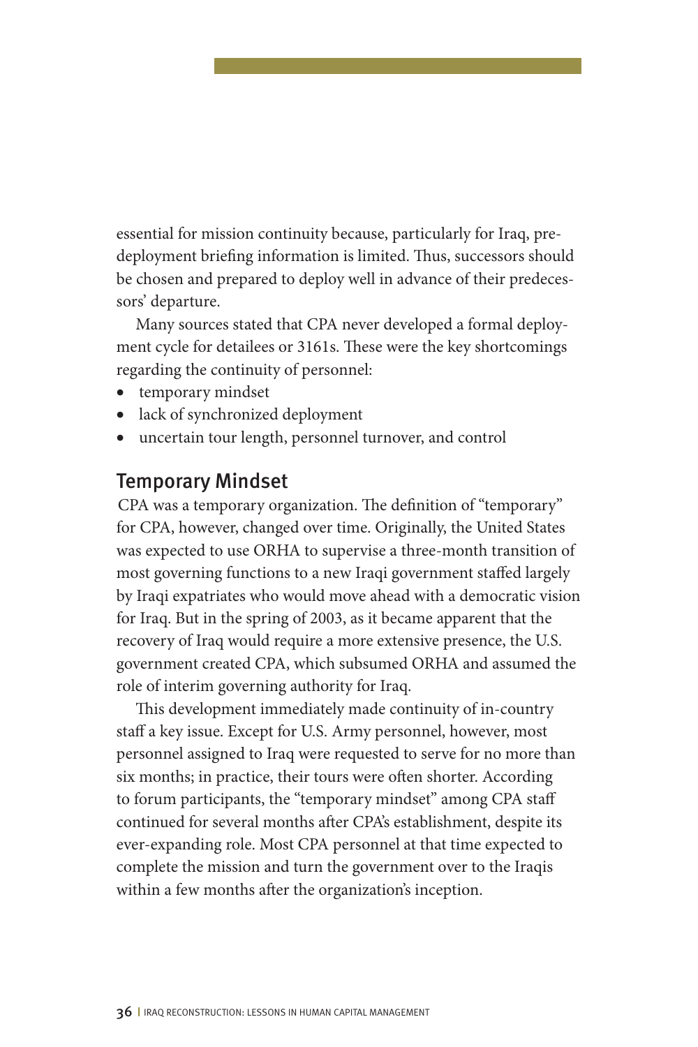essential for mission continuity because, particularly for Iraq, pre-deployment briefing information is limited. Thus, successors should be chosen and prepared to deploy well in advance of their predecessors' departure.

Many sources stated that CPA never developed a formal deployment cycle for detailees or 3161s. These were the key shortcomings regarding the continuity of personnel:

- temporary mindset
- lack of synchronized deployment
- uncertain tour length, personnel turnover, and control

## Temporary Mindset

CPA was a temporary organization. The definition of "temporary" for CPA, however, changed over time. Originally, the United States was expected to use ORHA to supervise a three-month transition of most governing functions to a new Iraqi government staffed largely by Iraqi expatriates who would move ahead with a democratic vision for Iraq. But in the spring of 2003, as it became apparent that the recovery of Iraq would require a more extensive presence, the U.S. government created CPA, which subsumed ORHA and assumed the role of interim governing authority for Iraq.

This development immediately made continuity of in-country staff a key issue. Except for U.S. Army personnel, however, most personnel assigned to Iraq were requested to serve for no more than six months; in practice, their tours were often shorter. According to forum participants, the "temporary mindset" among CPA staff continued for several months after CPA's establishment, despite its ever-expanding role. Most CPA personnel at that time expected to complete the mission and turn the government over to the Iraqis within a few months after the organization's inception.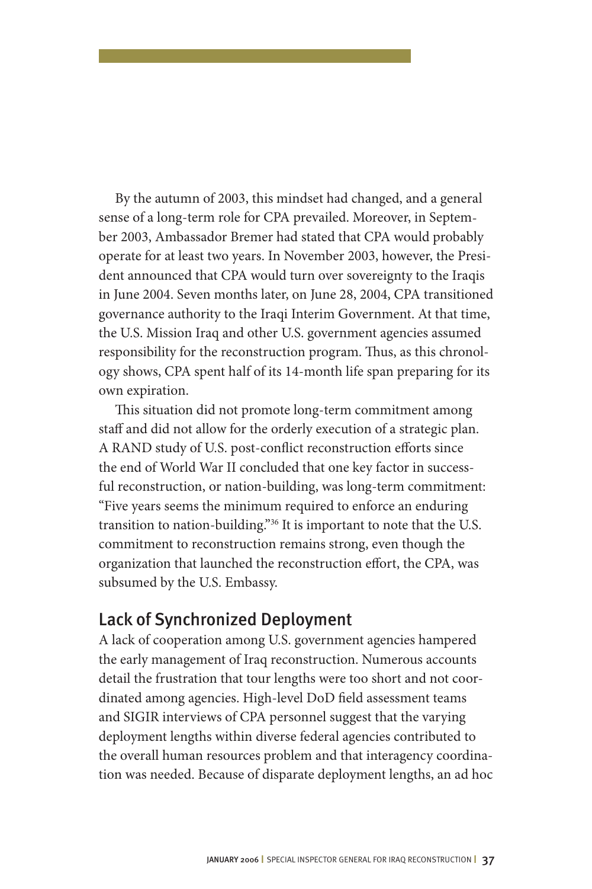By the autumn of 2003, this mindset had changed, and a general sense of a long-term role for CPA prevailed. Moreover, in September 2003, Ambassador Bremer had stated that CPA would probably operate for at least two years. In November 2003, however, the President announced that CPA would turn over sovereignty to the Iraqis in June 2004. Seven months later, on June 28, 2004, CPA transitioned governance authority to the Iraqi Interim Government. At that time, the U.S. Mission Iraq and other U.S. government agencies assumed responsibility for the reconstruction program. Thus, as this chronology shows, CPA spent half of its 14-month life span preparing for its own expiration.

This situation did not promote long-term commitment among staff and did not allow for the orderly execution of a strategic plan. A RAND study of U.S. post-conflict reconstruction efforts since the end of World War II concluded that one key factor in successful reconstruction, or nation-building, was long-term commitment: "Five years seems the minimum required to enforce an enduring transition to nation-building."[36] It is important to note that the U.S. commitment to reconstruction remains strong, even though the organization that launched the reconstruction effort, the CPA, was subsumed by the U.S. Embassy.

## Lack of Synchronized Deployment

A lack of cooperation among U.S. government agencies hampered the early management of Iraq reconstruction. Numerous accounts detail the frustration that tour lengths were too short and not coordinated among agencies. High-level DoD field assessment teams and SIGIR interviews of CPA personnel suggest that the varying deployment lengths within diverse federal agencies contributed to the overall human resources problem and that interagency coordination was needed. Because of disparate deployment lengths, an ad hoc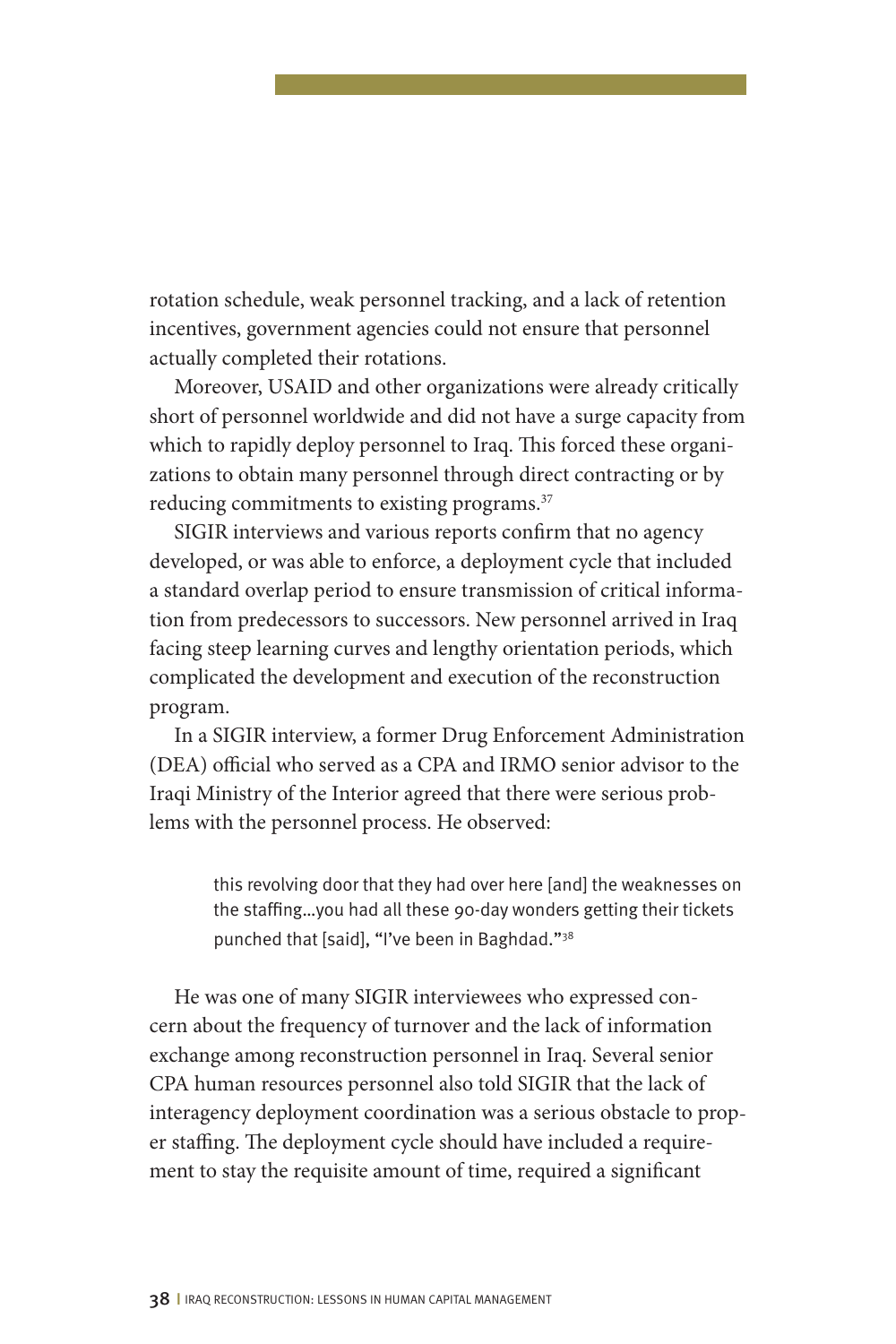rotation schedule, weak personnel tracking, and a lack of retention incentives, government agencies could not ensure that personnel actually completed their rotations.

Moreover, USAID and other organizations were already critically short of personnel worldwide and did not have a surge capacity from which to rapidly deploy personnel to Iraq. This forced these organizations to obtain many personnel through direct contracting or by reducing commitments to existing programs.[37]

SIGIR interviews and various reports confirm that no agency developed, or was able to enforce, a deployment cycle that included a standard overlap period to ensure transmission of critical information from predecessors to successors. New personnel arrived in Iraq facing steep learning curves and lengthy orientation periods, which complicated the development and execution of the reconstruction program.

In a SIGIR interview, a former Drug Enforcement Administration (DEA) official who served as a CPA and IRMO senior advisor to the Iraqi Ministry of the Interior agreed that there were serious problems with the personnel process. He observed:

> this revolving door that they had over here [and] the weaknesses on the staffing...you had all these 90-day wonders getting their tickets punched that [said], "I've been in Baghdad."[38]

He was one of many SIGIR interviewees who expressed concern about the frequency of turnover and the lack of information exchange among reconstruction personnel in Iraq. Several senior CPA human resources personnel also told SIGIR that the lack of interagency deployment coordination was a serious obstacle to proper staffing. The deployment cycle should have included a requirement to stay the requisite amount of time, required a significant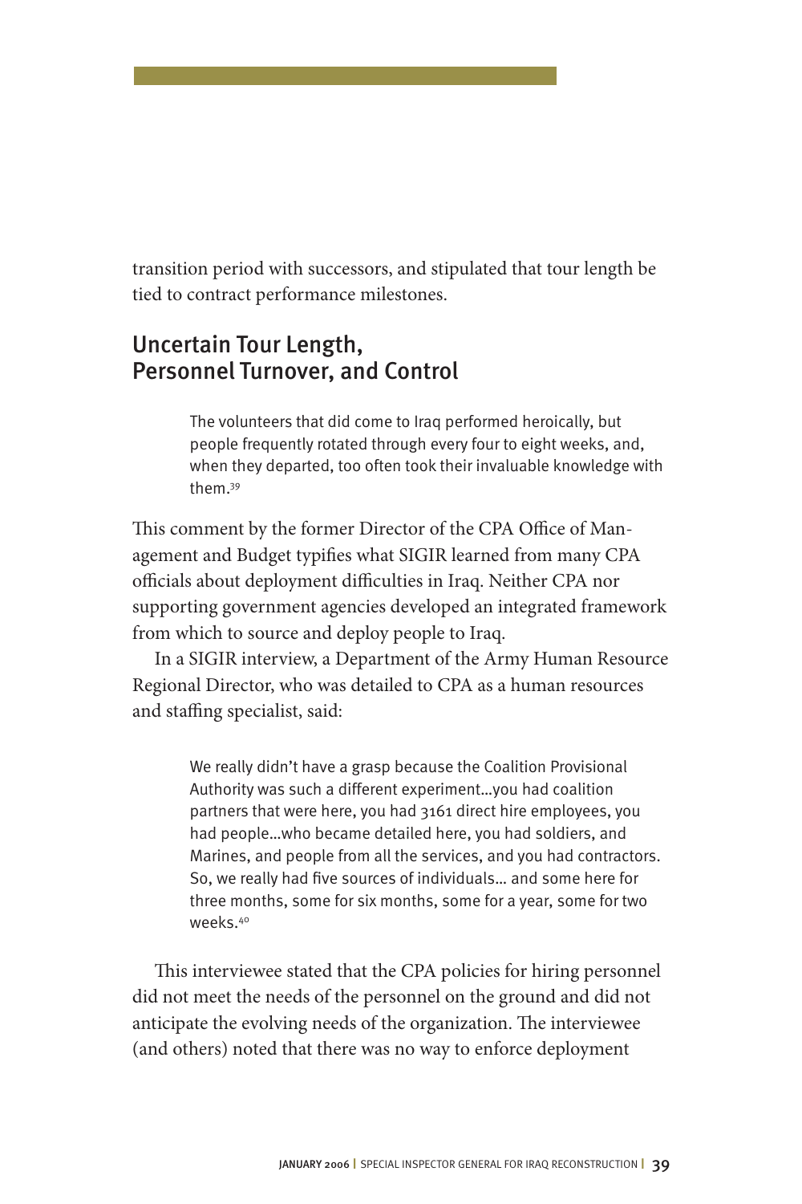transition period with successors, and stipulated that tour length be tied to contract performance milestones.

## Uncertain Tour Length, Personnel Turnover, and Control

> The volunteers that did come to Iraq performed heroically, but people frequently rotated through every four to eight weeks, and, when they departed, too often took their invaluable knowledge with them.[39]

This comment by the former Director of the CPA Office of Management and Budget typifies what SIGIR learned from many CPA officials about deployment difficulties in Iraq. Neither CPA nor supporting government agencies developed an integrated framework from which to source and deploy people to Iraq.

In a SIGIR interview, a Department of the Army Human Resource Regional Director, who was detailed to CPA as a human resources and staffing specialist, said:

> We really didn't have a grasp because the Coalition Provisional Authority was such a different experiment...you had coalition partners that were here, you had 3161 direct hire employees, you had people...who became detailed here, you had soldiers, and Marines, and people from all the services, and you had contractors. So, we really had five sources of individuals... and some here for three months, some for six months, some for a year, some for two weeks.[40]

This interviewee stated that the CPA policies for hiring personnel did not meet the needs of the personnel on the ground and did not anticipate the evolving needs of the organization. The interviewee (and others) noted that there was no way to enforce deployment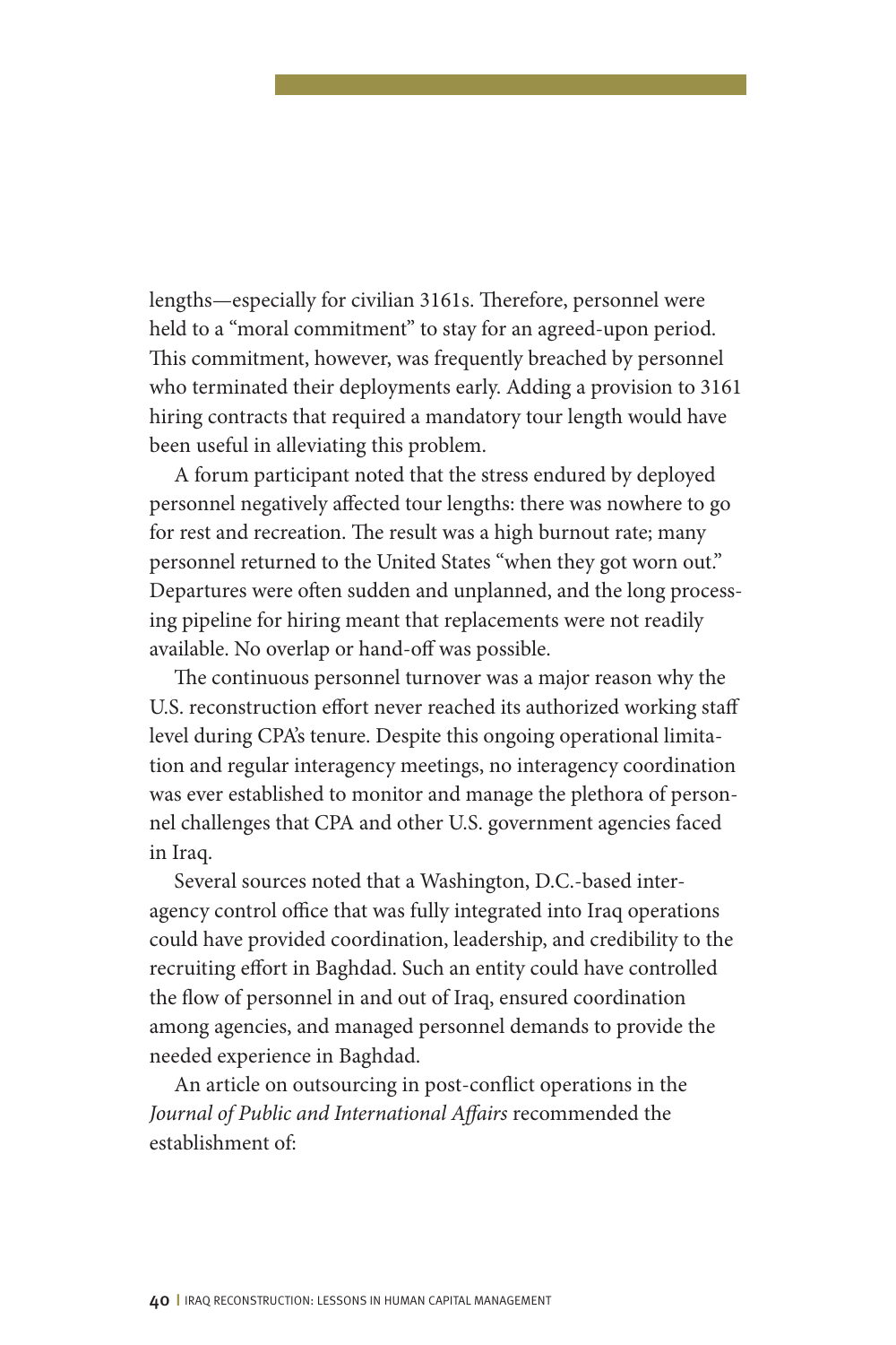lengths—especially for civilian 3161s. Therefore, personnel were held to a "moral commitment" to stay for an agreed-upon period. This commitment, however, was frequently breached by personnel who terminated their deployments early. Adding a provision to 3161 hiring contracts that required a mandatory tour length would have been useful in alleviating this problem.

A forum participant noted that the stress endured by deployed personnel negatively affected tour lengths: there was nowhere to go for rest and recreation. The result was a high burnout rate; many personnel returned to the United States "when they got worn out." Departures were often sudden and unplanned, and the long processing pipeline for hiring meant that replacements were not readily available. No overlap or hand-off was possible.

The continuous personnel turnover was a major reason why the U.S. reconstruction effort never reached its authorized working staff level during CPA's tenure. Despite this ongoing operational limitation and regular interagency meetings, no interagency coordination was ever established to monitor and manage the plethora of personnel challenges that CPA and other U.S. government agencies faced in Iraq.

Several sources noted that a Washington, D.C.-based interagency control office that was fully integrated into Iraq operations could have provided coordination, leadership, and credibility to the recruiting effort in Baghdad. Such an entity could have controlled the flow of personnel in and out of Iraq, ensured coordination among agencies, and managed personnel demands to provide the needed experience in Baghdad.

An article on outsourcing in post-conflict operations in the *Journal of Public and International Affairs* recommended the establishment of: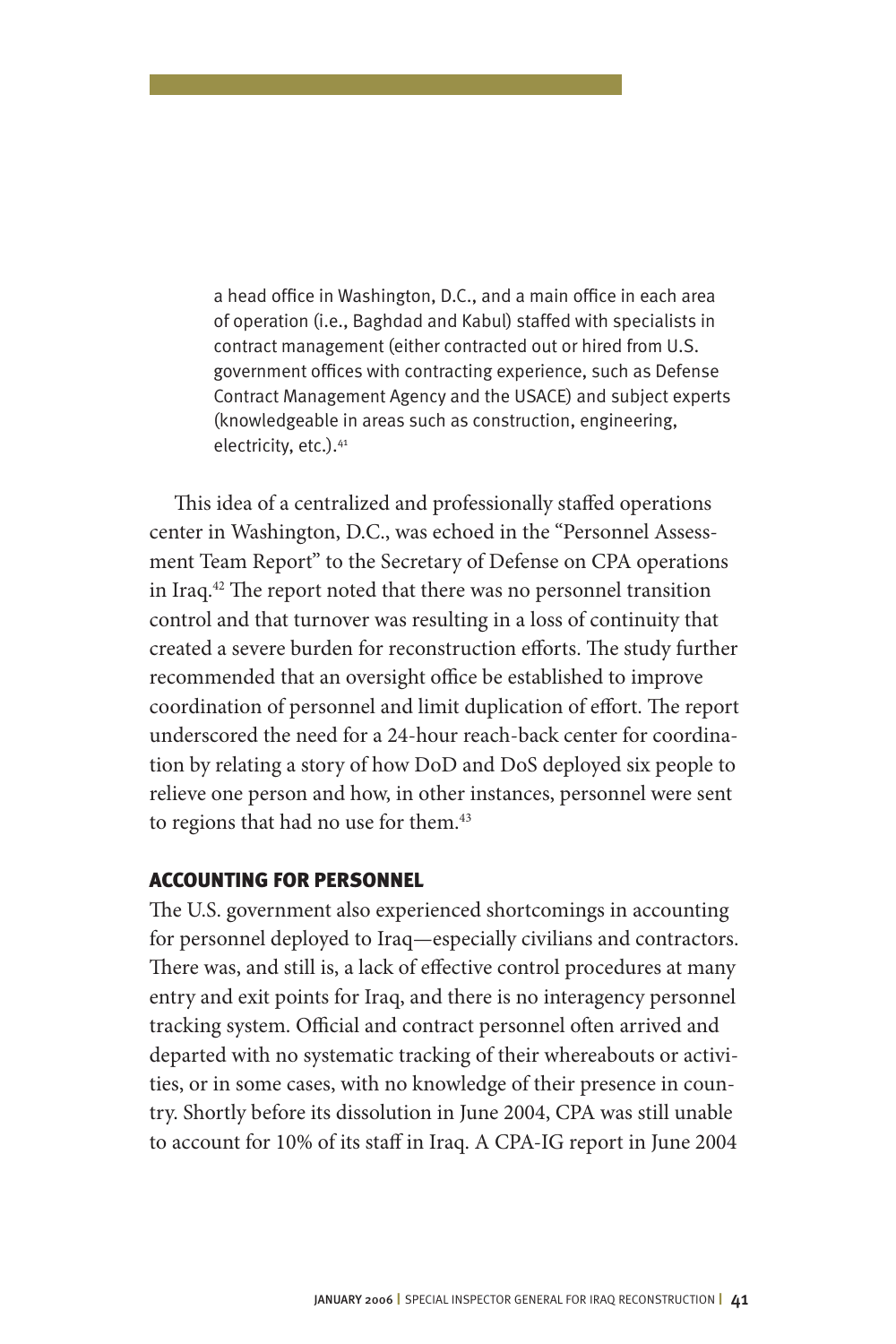> a head office in Washington, D.C., and a main office in each area of operation (i.e., Baghdad and Kabul) staffed with specialists in contract management (either contracted out or hired from U.S. government offices with contracting experience, such as Defense Contract Management Agency and the USACE) and subject experts (knowledgeable in areas such as construction, engineering, electricity, etc.).[41]

This idea of a centralized and professionally staffed operations center in Washington, D.C., was echoed in the "Personnel Assessment Team Report" to the Secretary of Defense on CPA operations in Iraq.[42] The report noted that there was no personnel transition control and that turnover was resulting in a loss of continuity that created a severe burden for reconstruction efforts. The study further recommended that an oversight office be established to improve coordination of personnel and limit duplication of effort. The report underscored the need for a 24-hour reach-back center for coordination by relating a story of how DoD and DoS deployed six people to relieve one person and how, in other instances, personnel were sent to regions that had no use for them.[43]

## ACCOUNTING FOR PERSONNEL

The U.S. government also experienced shortcomings in accounting for personnel deployed to Iraq—especially civilians and contractors. There was, and still is, a lack of effective control procedures at many entry and exit points for Iraq, and there is no interagency personnel tracking system. Official and contract personnel often arrived and departed with no systematic tracking of their whereabouts or activities, or in some cases, with no knowledge of their presence in country. Shortly before its dissolution in June 2004, CPA was still unable to account for 10% of its staff in Iraq. A CPA-IG report in June 2004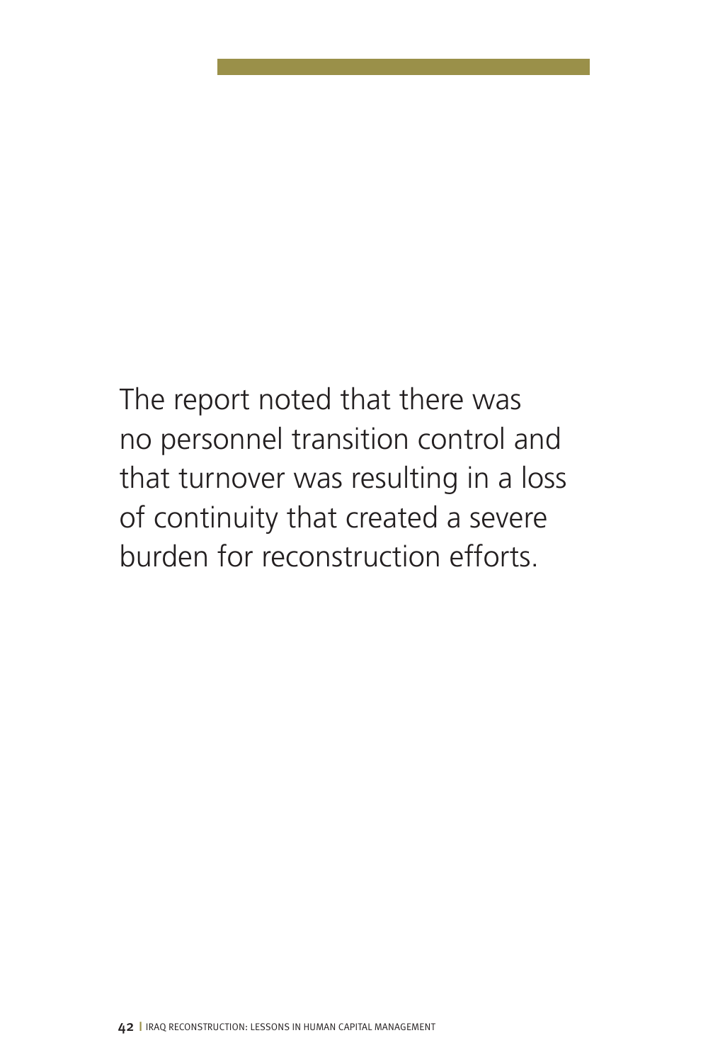The report noted that there was no personnel transition control and that turnover was resulting in a loss of continuity that created a severe burden for reconstruction efforts.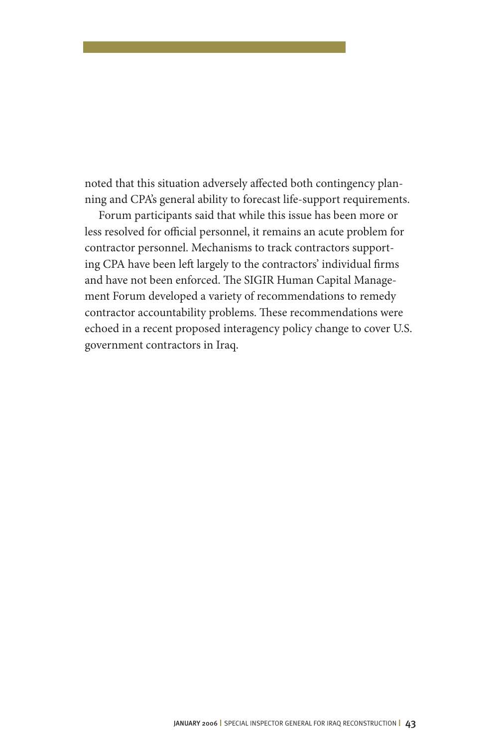noted that this situation adversely affected both contingency planning and CPA's general ability to forecast life-support requirements.

Forum participants said that while this issue has been more or less resolved for official personnel, it remains an acute problem for contractor personnel. Mechanisms to track contractors supporting CPA have been left largely to the contractors' individual firms and have not been enforced. The SIGIR Human Capital Management Forum developed a variety of recommendations to remedy contractor accountability problems. These recommendations were echoed in a recent proposed interagency policy change to cover U.S. government contractors in Iraq.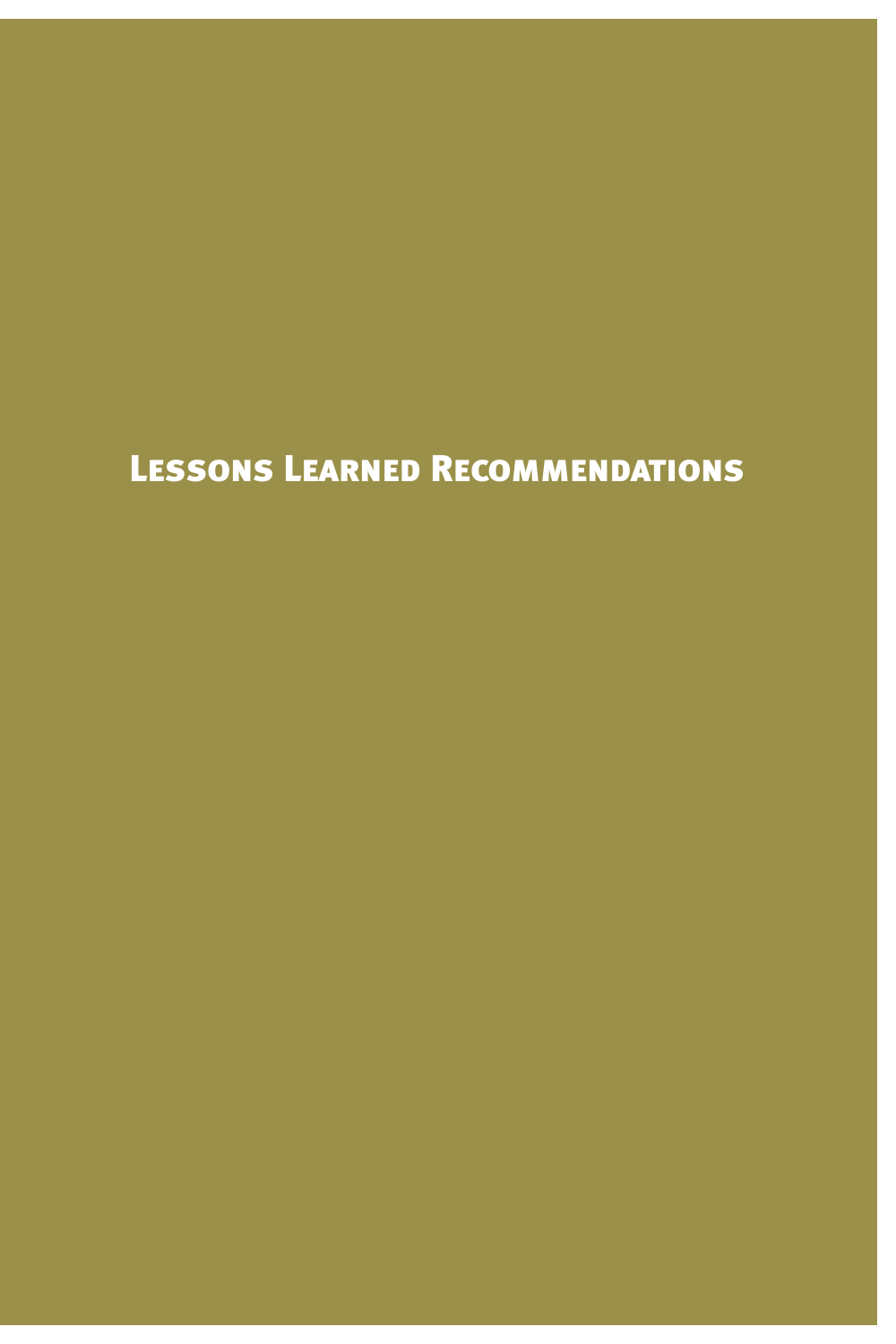# Lessons Learned Recommendations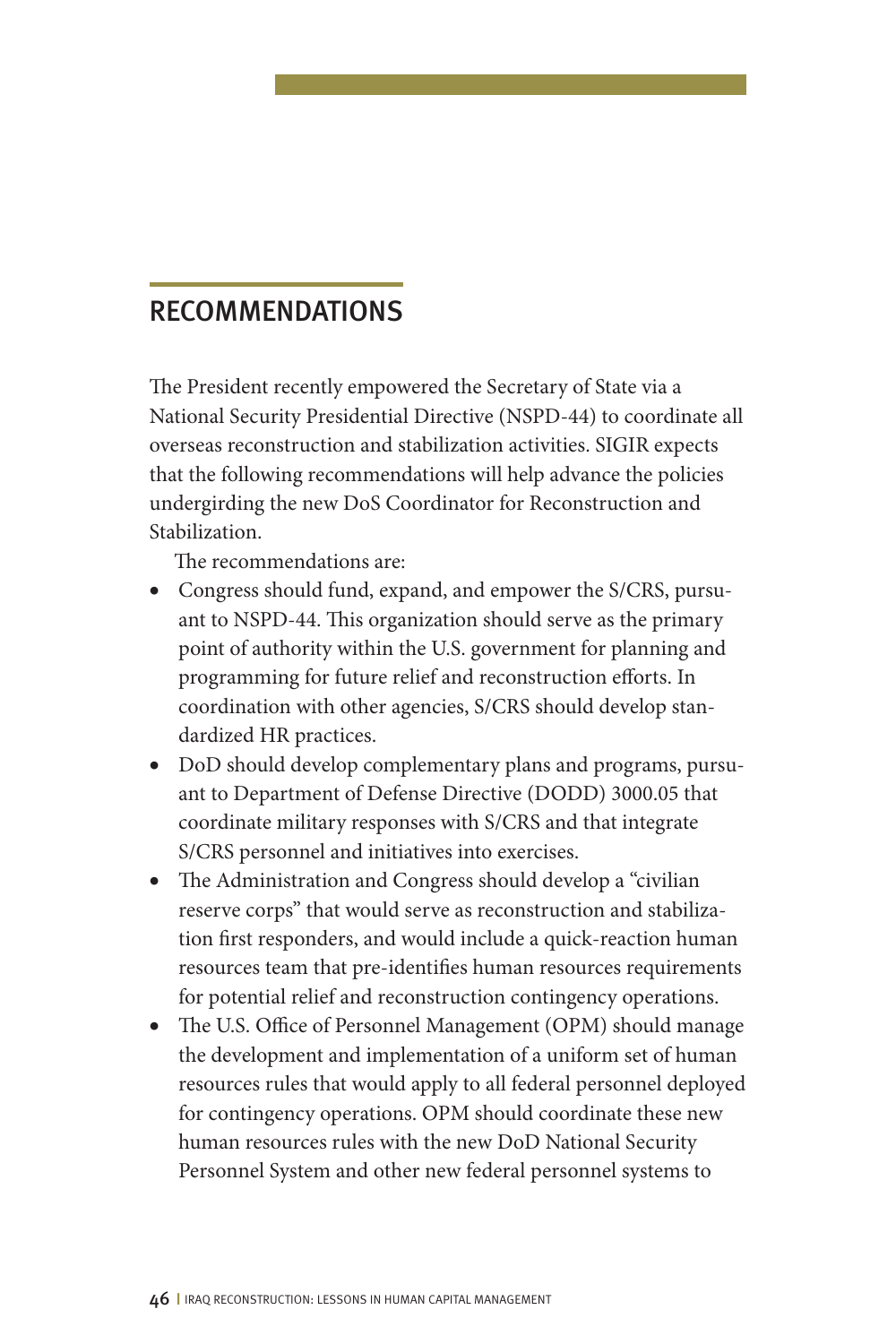## RECOMMENDATIONS

The President recently empowered the Secretary of State via a National Security Presidential Directive (NSPD-44) to coordinate all overseas reconstruction and stabilization activities. SIGIR expects that the following recommendations will help advance the policies undergirding the new DoS Coordinator for Reconstruction and Stabilization.

The recommendations are:

- Congress should fund, expand, and empower the S/CRS, pursuant to NSPD-44. This organization should serve as the primary point of authority within the U.S. government for planning and programming for future relief and reconstruction efforts. In coordination with other agencies, S/CRS should develop standardized HR practices.
- DoD should develop complementary plans and programs, pursuant to Department of Defense Directive (DODD) 3000.05 that coordinate military responses with S/CRS and that integrate S/CRS personnel and initiatives into exercises.
- The Administration and Congress should develop a "civilian reserve corps" that would serve as reconstruction and stabilization first responders, and would include a quick-reaction human resources team that pre-identifies human resources requirements for potential relief and reconstruction contingency operations.
- The U.S. Office of Personnel Management (OPM) should manage the development and implementation of a uniform set of human resources rules that would apply to all federal personnel deployed for contingency operations. OPM should coordinate these new human resources rules with the new DoD National Security Personnel System and other new federal personnel systems to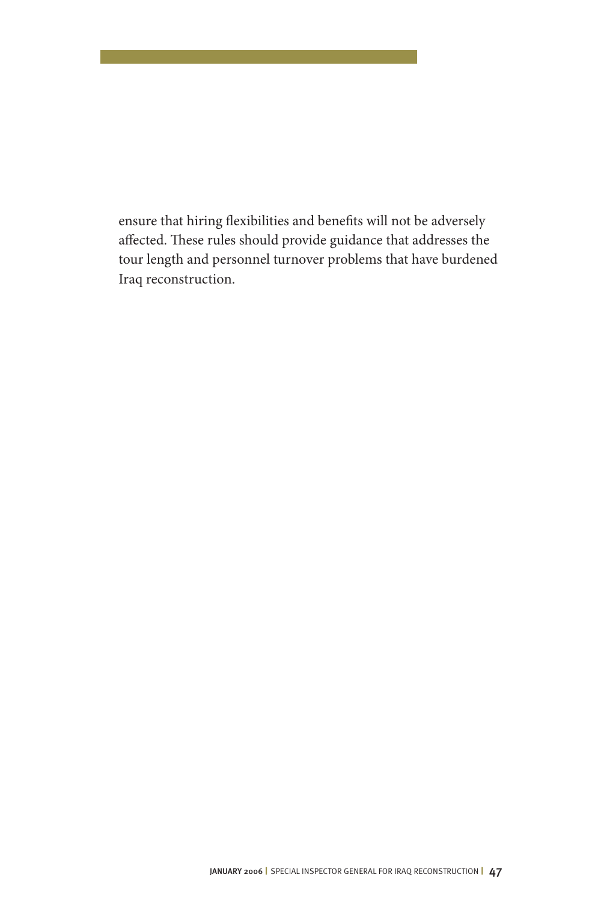ensure that hiring flexibilities and benefits will not be adversely affected. These rules should provide guidance that addresses the tour length and personnel turnover problems that have burdened Iraq reconstruction.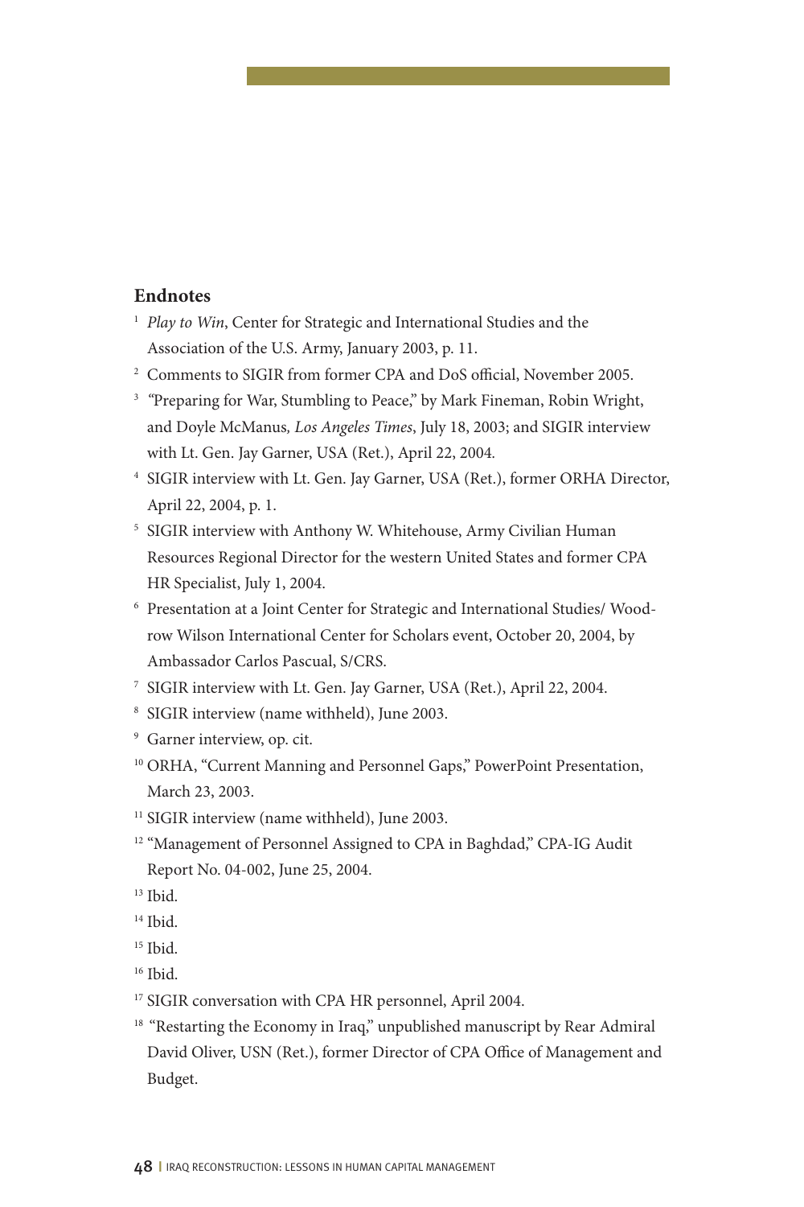## Endnotes

1. *Play to Win*, Center for Strategic and International Studies and the Association of the U.S. Army, January 2003, p. 11.
2. Comments to SIGIR from former CPA and DoS official, November 2005.
3. "Preparing for War, Stumbling to Peace," by Mark Fineman, Robin Wright, and Doyle McManus, *Los Angeles Times*, July 18, 2003; and SIGIR interview with Lt. Gen. Jay Garner, USA (Ret.), April 22, 2004.
4. SIGIR interview with Lt. Gen. Jay Garner, USA (Ret.), former ORHA Director, April 22, 2004, p. 1.
5. SIGIR interview with Anthony W. Whitehouse, Army Civilian Human Resources Regional Director for the western United States and former CPA HR Specialist, July 1, 2004.
6. Presentation at a Joint Center for Strategic and International Studies/ Woodrow Wilson International Center for Scholars event, October 20, 2004, by Ambassador Carlos Pascual, S/CRS.
7. SIGIR interview with Lt. Gen. Jay Garner, USA (Ret.), April 22, 2004.
8. SIGIR interview (name withheld), June 2003.
9. Garner interview, op. cit.
10. ORHA, "Current Manning and Personnel Gaps," PowerPoint Presentation, March 23, 2003.
11. SIGIR interview (name withheld), June 2003.
12. "Management of Personnel Assigned to CPA in Baghdad," CPA-IG Audit Report No. 04-002, June 25, 2004.
13. Ibid.
14. Ibid.
15. Ibid.
16. Ibid.
17. SIGIR conversation with CPA HR personnel, April 2004.
18. "Restarting the Economy in Iraq," unpublished manuscript by Rear Admiral David Oliver, USN (Ret.), former Director of CPA Office of Management and Budget.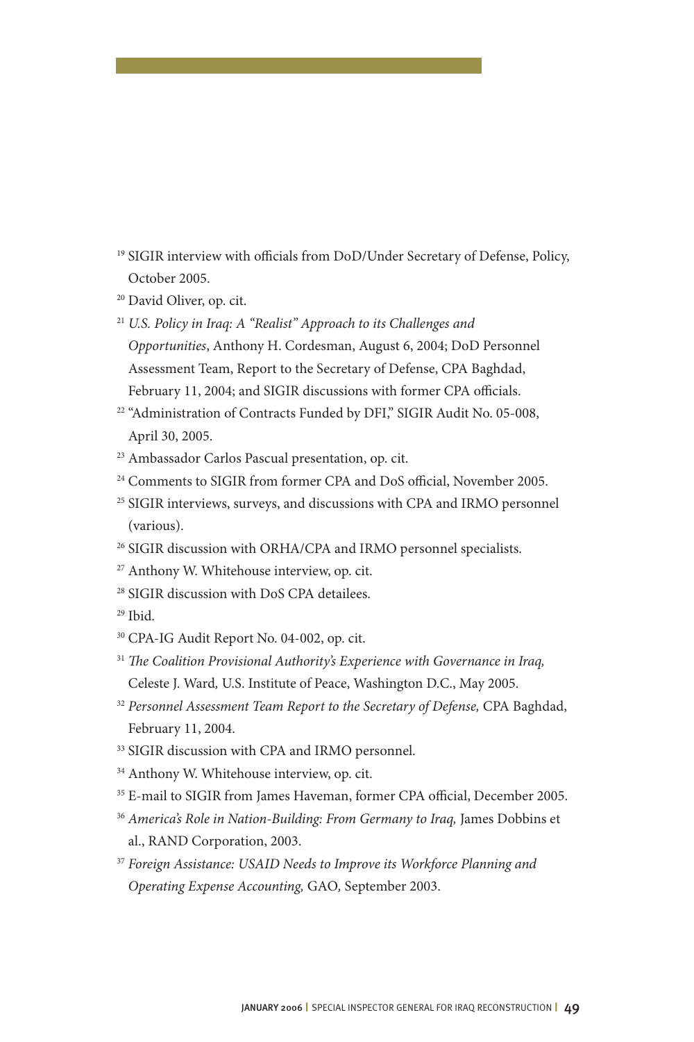[19] SIGIR interview with officials from DoD/Under Secretary of Defense, Policy, October 2005.

[20] David Oliver, op. cit.

[21] *U.S. Policy in Iraq: A "Realist" Approach to its Challenges and Opportunities*, Anthony H. Cordesman, August 6, 2004; DoD Personnel Assessment Team, Report to the Secretary of Defense, CPA Baghdad, February 11, 2004; and SIGIR discussions with former CPA officials.

[22] "Administration of Contracts Funded by DFI," SIGIR Audit No. 05-008, April 30, 2005.

[23] Ambassador Carlos Pascual presentation, op. cit.

[24] Comments to SIGIR from former CPA and DoS official, November 2005.

[25] SIGIR interviews, surveys, and discussions with CPA and IRMO personnel (various).

[26] SIGIR discussion with ORHA/CPA and IRMO personnel specialists.

[27] Anthony W. Whitehouse interview, op. cit.

[28] SIGIR discussion with DoS CPA detailees.

[29] Ibid.

[30] CPA-IG Audit Report No. 04-002, op. cit.

[31] *The Coalition Provisional Authority's Experience with Governance in Iraq,* Celeste J. Ward*,* U.S. Institute of Peace, Washington D.C., May 2005.

[32] *Personnel Assessment Team Report to the Secretary of Defense,* CPA Baghdad, February 11, 2004.

[33] SIGIR discussion with CPA and IRMO personnel.

[34] Anthony W. Whitehouse interview, op. cit.

[35] E-mail to SIGIR from James Haveman, former CPA official, December 2005.

[36] *America's Role in Nation-Building: From Germany to Iraq,* James Dobbins et al., RAND Corporation, 2003.

[37] *Foreign Assistance: USAID Needs to Improve its Workforce Planning and Operating Expense Accounting,* GAO*,* September 2003.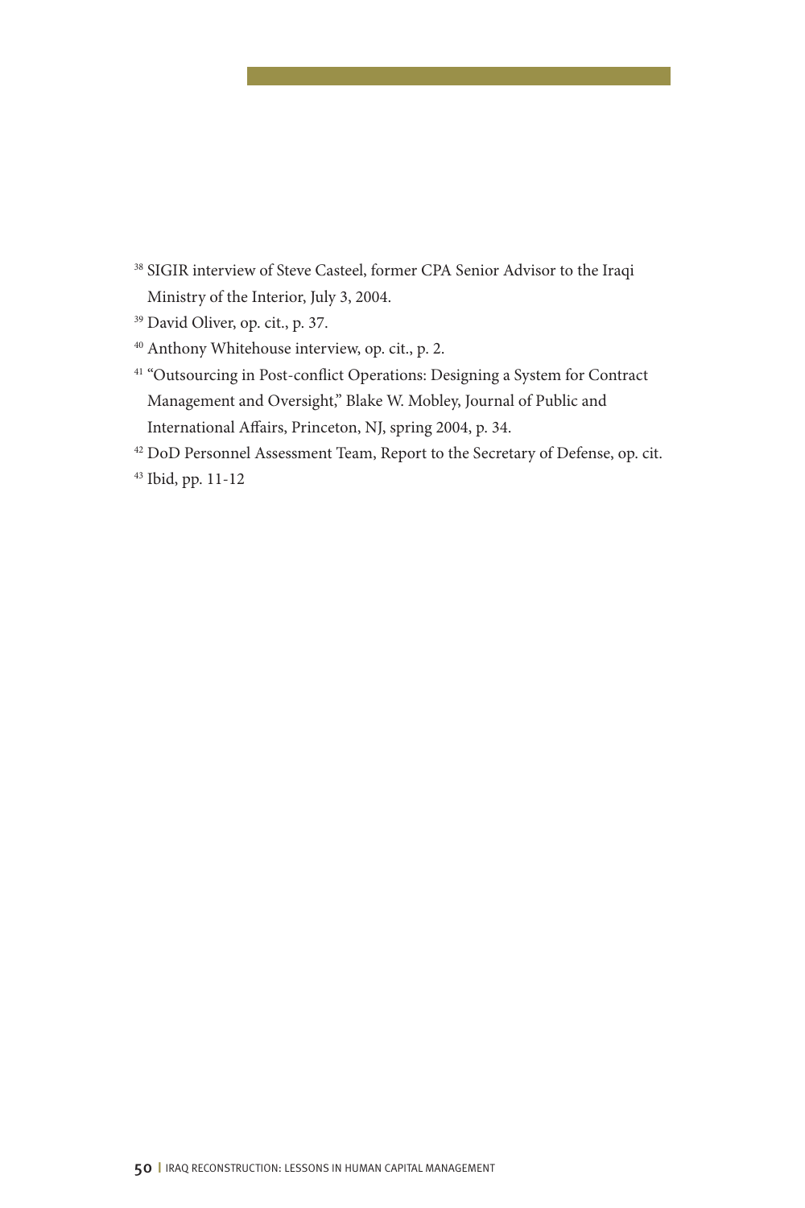[38] SIGIR interview of Steve Casteel, former CPA Senior Advisor to the Iraqi Ministry of the Interior, July 3, 2004.

[39] David Oliver, op. cit., p. 37.

[40] Anthony Whitehouse interview, op. cit., p. 2.

[41] "Outsourcing in Post-conflict Operations: Designing a System for Contract Management and Oversight," Blake W. Mobley, Journal of Public and International Affairs, Princeton, NJ, spring 2004, p. 34.

[42] DoD Personnel Assessment Team, Report to the Secretary of Defense, op. cit.

[43] Ibid, pp. 11-12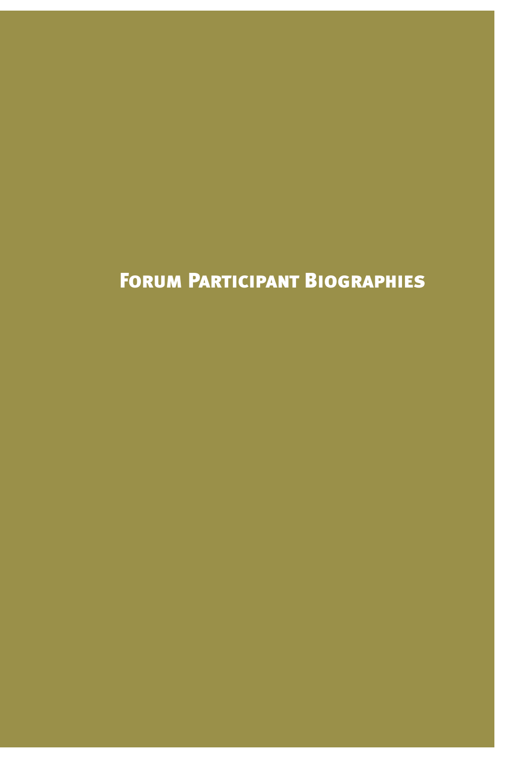# Forum Participant Biographies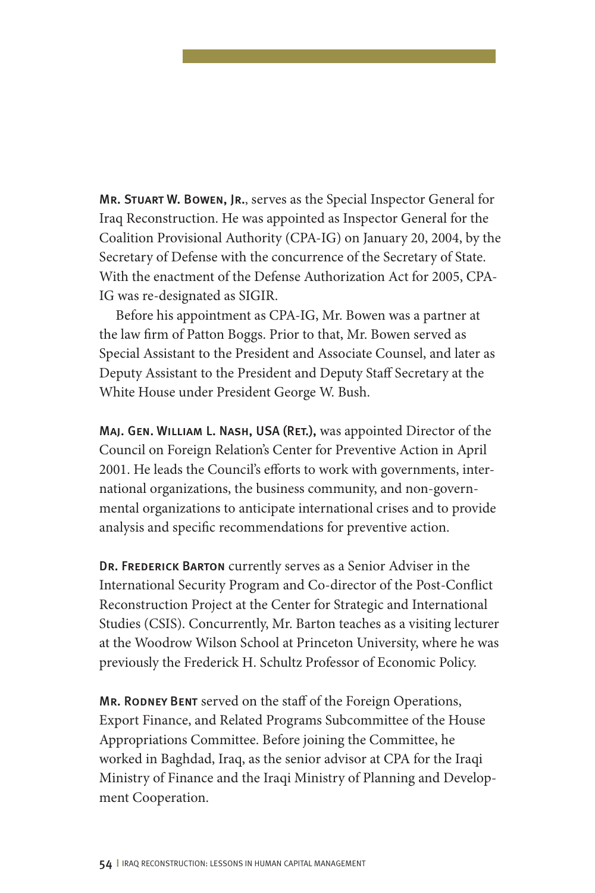**Mr. Stuart W. Bowen, Jr.**, serves as the Special Inspector General for Iraq Reconstruction. He was appointed as Inspector General for the Coalition Provisional Authority (CPA-IG) on January 20, 2004, by the Secretary of Defense with the concurrence of the Secretary of State. With the enactment of the Defense Authorization Act for 2005, CPA-IG was re-designated as SIGIR.

Before his appointment as CPA-IG, Mr. Bowen was a partner at the law firm of Patton Boggs. Prior to that, Mr. Bowen served as Special Assistant to the President and Associate Counsel, and later as Deputy Assistant to the President and Deputy Staff Secretary at the White House under President George W. Bush.

**Maj. Gen. William L. Nash, USA (Ret.),** was appointed Director of the Council on Foreign Relation's Center for Preventive Action in April 2001. He leads the Council's efforts to work with governments, international organizations, the business community, and non-governmental organizations to anticipate international crises and to provide analysis and specific recommendations for preventive action.

**Dr. Frederick Barton** currently serves as a Senior Adviser in the International Security Program and Co-director of the Post-Conflict Reconstruction Project at the Center for Strategic and International Studies (CSIS). Concurrently, Mr. Barton teaches as a visiting lecturer at the Woodrow Wilson School at Princeton University, where he was previously the Frederick H. Schultz Professor of Economic Policy.

**Mr. Rodney Bent** served on the staff of the Foreign Operations, Export Finance, and Related Programs Subcommittee of the House Appropriations Committee. Before joining the Committee, he worked in Baghdad, Iraq, as the senior advisor at CPA for the Iraqi Ministry of Finance and the Iraqi Ministry of Planning and Development Cooperation.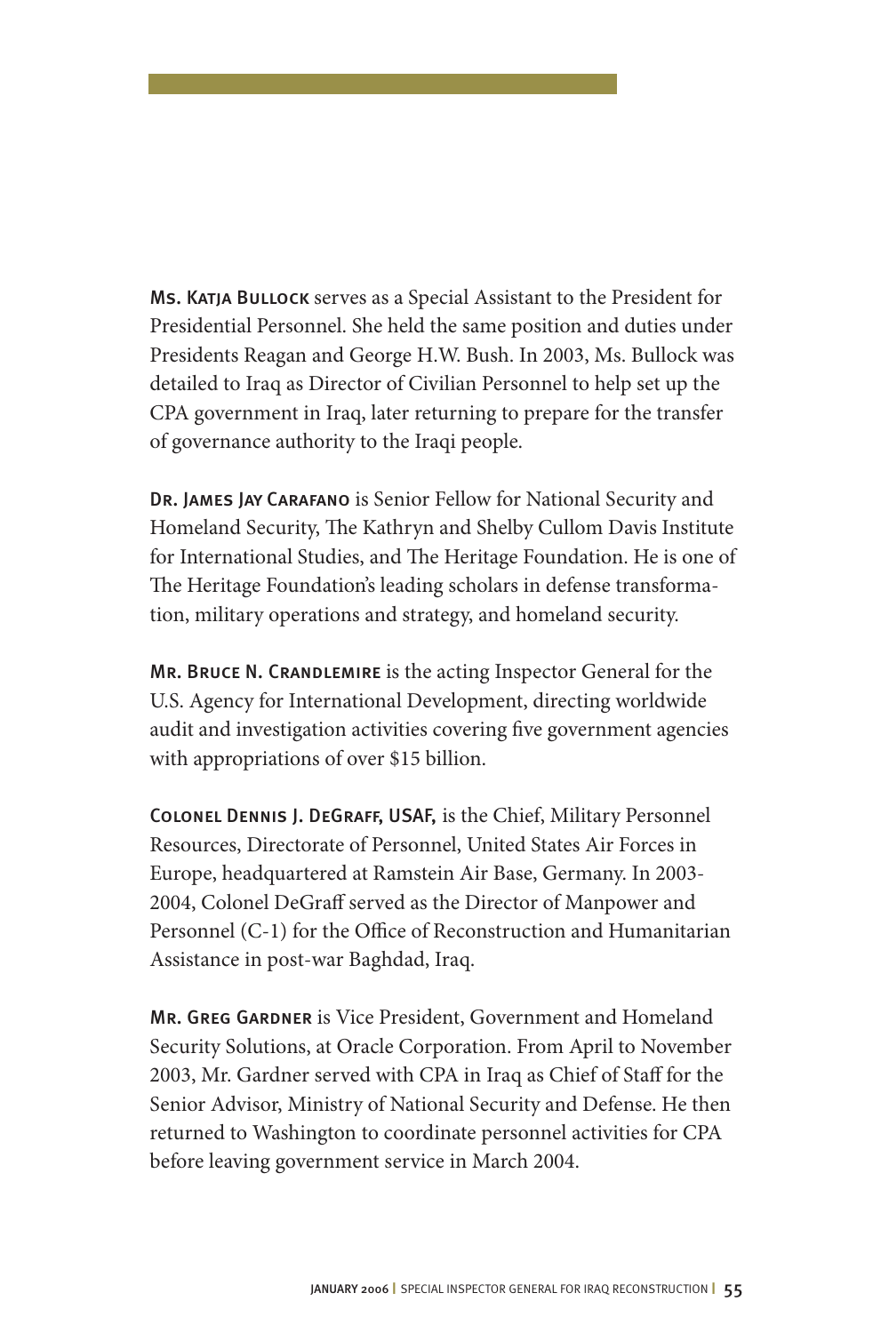**Ms. Katja Bullock** serves as a Special Assistant to the President for Presidential Personnel. She held the same position and duties under Presidents Reagan and George H.W. Bush. In 2003, Ms. Bullock was detailed to Iraq as Director of Civilian Personnel to help set up the CPA government in Iraq, later returning to prepare for the transfer of governance authority to the Iraqi people.

**Dr. James Jay Carafano** is Senior Fellow for National Security and Homeland Security, The Kathryn and Shelby Cullom Davis Institute for International Studies, and The Heritage Foundation. He is one of The Heritage Foundation's leading scholars in defense transformation, military operations and strategy, and homeland security.

**Mr. Bruce N. Crandlemire** is the acting Inspector General for the U.S. Agency for International Development, directing worldwide audit and investigation activities covering five government agencies with appropriations of over $15 billion.

**Colonel Dennis J. DeGraff, USAF,** is the Chief, Military Personnel Resources, Directorate of Personnel, United States Air Forces in Europe, headquartered at Ramstein Air Base, Germany. In 2003-2004, Colonel DeGraff served as the Director of Manpower and Personnel (C-1) for the Office of Reconstruction and Humanitarian Assistance in post-war Baghdad, Iraq.

**Mr. Greg Gardner** is Vice President, Government and Homeland Security Solutions, at Oracle Corporation. From April to November 2003, Mr. Gardner served with CPA in Iraq as Chief of Staff for the Senior Advisor, Ministry of National Security and Defense. He then returned to Washington to coordinate personnel activities for CPA before leaving government service in March 2004.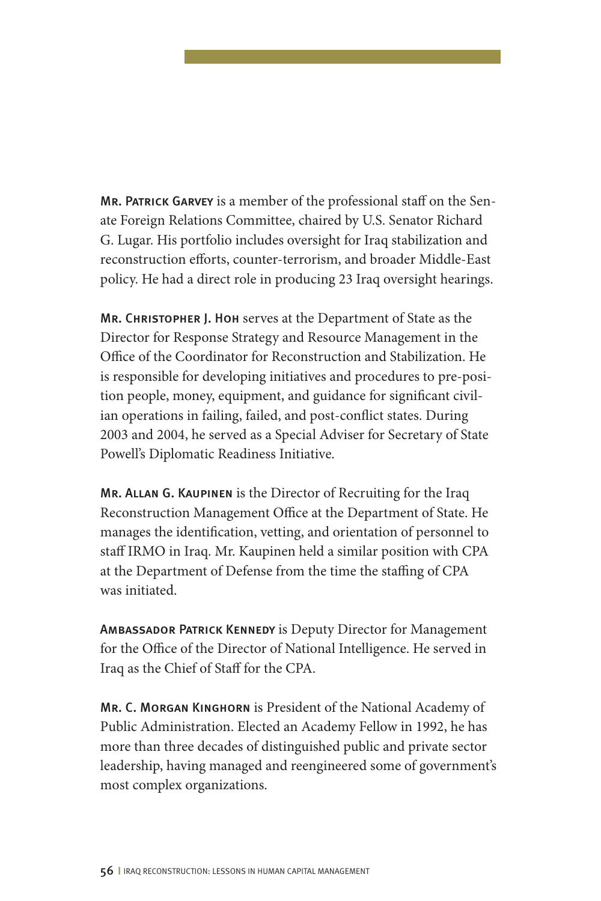**Mr. Patrick Garvey** is a member of the professional staff on the Senate Foreign Relations Committee, chaired by U.S. Senator Richard G. Lugar. His portfolio includes oversight for Iraq stabilization and reconstruction efforts, counter-terrorism, and broader Middle-East policy. He had a direct role in producing 23 Iraq oversight hearings.

**Mr. Christopher J. Hoh** serves at the Department of State as the Director for Response Strategy and Resource Management in the Office of the Coordinator for Reconstruction and Stabilization. He is responsible for developing initiatives and procedures to pre-position people, money, equipment, and guidance for significant civilian operations in failing, failed, and post-conflict states. During 2003 and 2004, he served as a Special Adviser for Secretary of State Powell's Diplomatic Readiness Initiative.

**Mr. Allan G. Kaupinen** is the Director of Recruiting for the Iraq Reconstruction Management Office at the Department of State. He manages the identification, vetting, and orientation of personnel to staff IRMO in Iraq. Mr. Kaupinen held a similar position with CPA at the Department of Defense from the time the staffing of CPA was initiated.

**Ambassador Patrick Kennedy** is Deputy Director for Management for the Office of the Director of National Intelligence. He served in Iraq as the Chief of Staff for the CPA.

**Mr. C. Morgan Kinghorn** is President of the National Academy of Public Administration. Elected an Academy Fellow in 1992, he has more than three decades of distinguished public and private sector leadership, having managed and reengineered some of government's most complex organizations.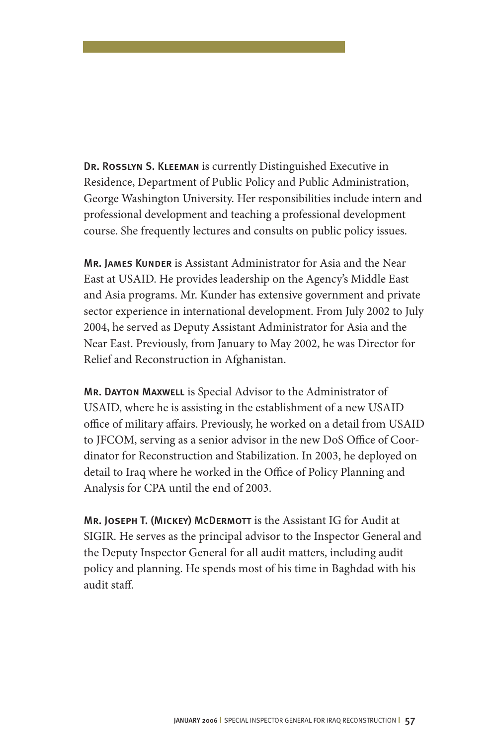**Dr. Rosslyn S. Kleeman** is currently Distinguished Executive in Residence, Department of Public Policy and Public Administration, George Washington University. Her responsibilities include intern and professional development and teaching a professional development course. She frequently lectures and consults on public policy issues.

**Mr. James Kunder** is Assistant Administrator for Asia and the Near East at USAID. He provides leadership on the Agency's Middle East and Asia programs. Mr. Kunder has extensive government and private sector experience in international development. From July 2002 to July 2004, he served as Deputy Assistant Administrator for Asia and the Near East. Previously, from January to May 2002, he was Director for Relief and Reconstruction in Afghanistan.

**Mr. Dayton Maxwell** is Special Advisor to the Administrator of USAID, where he is assisting in the establishment of a new USAID office of military affairs. Previously, he worked on a detail from USAID to JFCOM, serving as a senior advisor in the new DoS Office of Coordinator for Reconstruction and Stabilization. In 2003, he deployed on detail to Iraq where he worked in the Office of Policy Planning and Analysis for CPA until the end of 2003.

**Mr. Joseph T. (Mickey) McDermott** is the Assistant IG for Audit at SIGIR. He serves as the principal advisor to the Inspector General and the Deputy Inspector General for all audit matters, including audit policy and planning. He spends most of his time in Baghdad with his audit staff.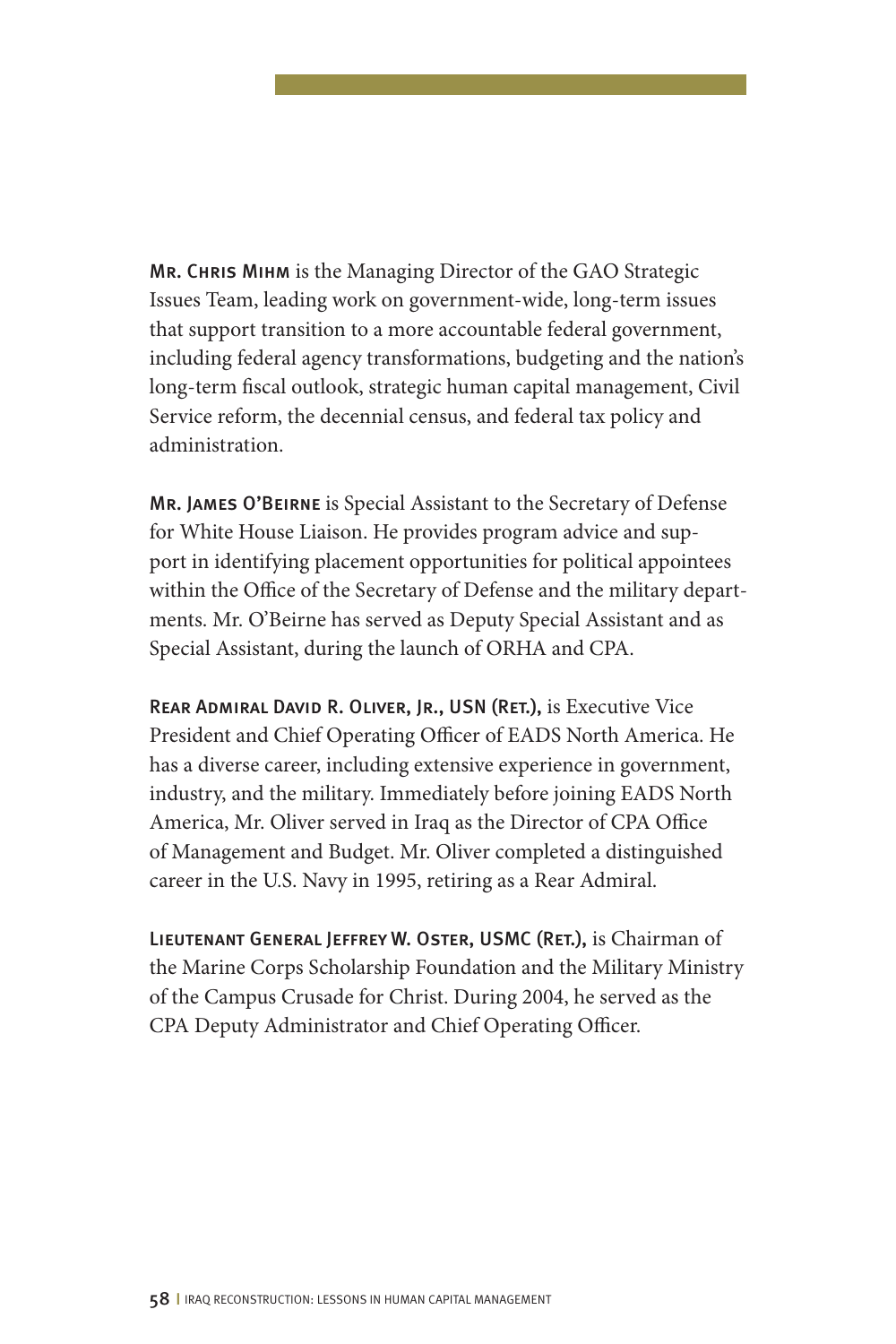**Mr. Chris Mihm** is the Managing Director of the GAO Strategic Issues Team, leading work on government-wide, long-term issues that support transition to a more accountable federal government, including federal agency transformations, budgeting and the nation's long-term fiscal outlook, strategic human capital management, Civil Service reform, the decennial census, and federal tax policy and administration.

**Mr. James O'Beirne** is Special Assistant to the Secretary of Defense for White House Liaison. He provides program advice and support in identifying placement opportunities for political appointees within the Office of the Secretary of Defense and the military departments. Mr. O'Beirne has served as Deputy Special Assistant and as Special Assistant, during the launch of ORHA and CPA.

**Rear Admiral David R. Oliver, Jr., USN (Ret.),** is Executive Vice President and Chief Operating Officer of EADS North America. He has a diverse career, including extensive experience in government, industry, and the military. Immediately before joining EADS North America, Mr. Oliver served in Iraq as the Director of CPA Office of Management and Budget. Mr. Oliver completed a distinguished career in the U.S. Navy in 1995, retiring as a Rear Admiral.

**Lieutenant General Jeffrey W. Oster, USMC (Ret.),** is Chairman of the Marine Corps Scholarship Foundation and the Military Ministry of the Campus Crusade for Christ. During 2004, he served as the CPA Deputy Administrator and Chief Operating Officer.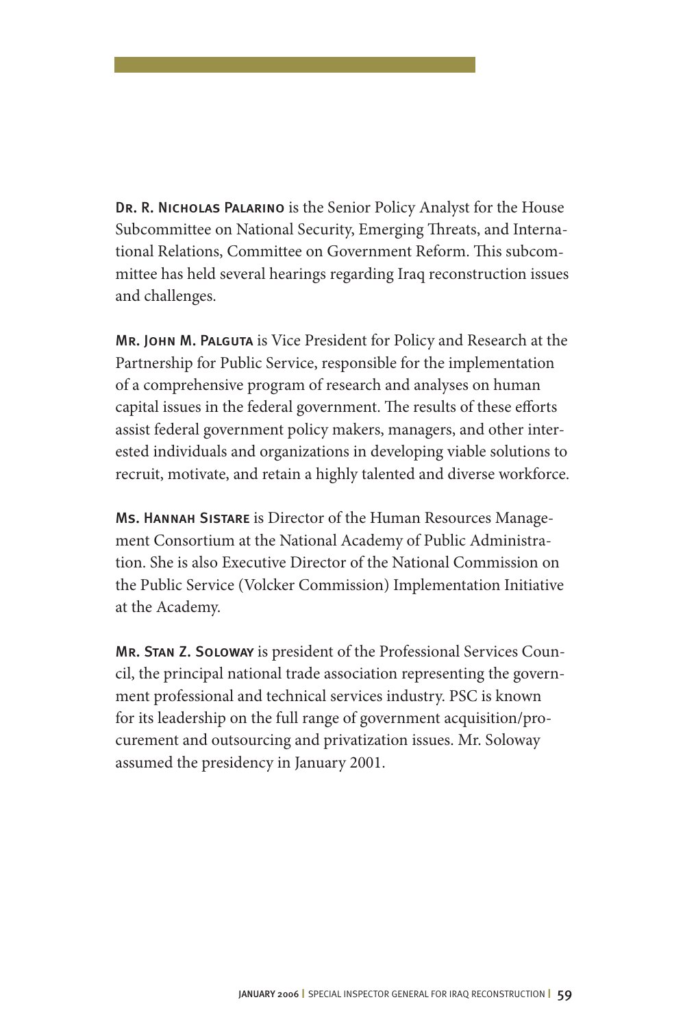**Dr. R. Nicholas Palarino** is the Senior Policy Analyst for the House Subcommittee on National Security, Emerging Threats, and International Relations, Committee on Government Reform. This subcommittee has held several hearings regarding Iraq reconstruction issues and challenges.

**Mr. John M. Palguta** is Vice President for Policy and Research at the Partnership for Public Service, responsible for the implementation of a comprehensive program of research and analyses on human capital issues in the federal government. The results of these efforts assist federal government policy makers, managers, and other interested individuals and organizations in developing viable solutions to recruit, motivate, and retain a highly talented and diverse workforce.

**Ms. Hannah Sistare** is Director of the Human Resources Management Consortium at the National Academy of Public Administration. She is also Executive Director of the National Commission on the Public Service (Volcker Commission) Implementation Initiative at the Academy.

**Mr. Stan Z. Soloway** is president of the Professional Services Council, the principal national trade association representing the government professional and technical services industry. PSC is known for its leadership on the full range of government acquisition/procurement and outsourcing and privatization issues. Mr. Soloway assumed the presidency in January 2001.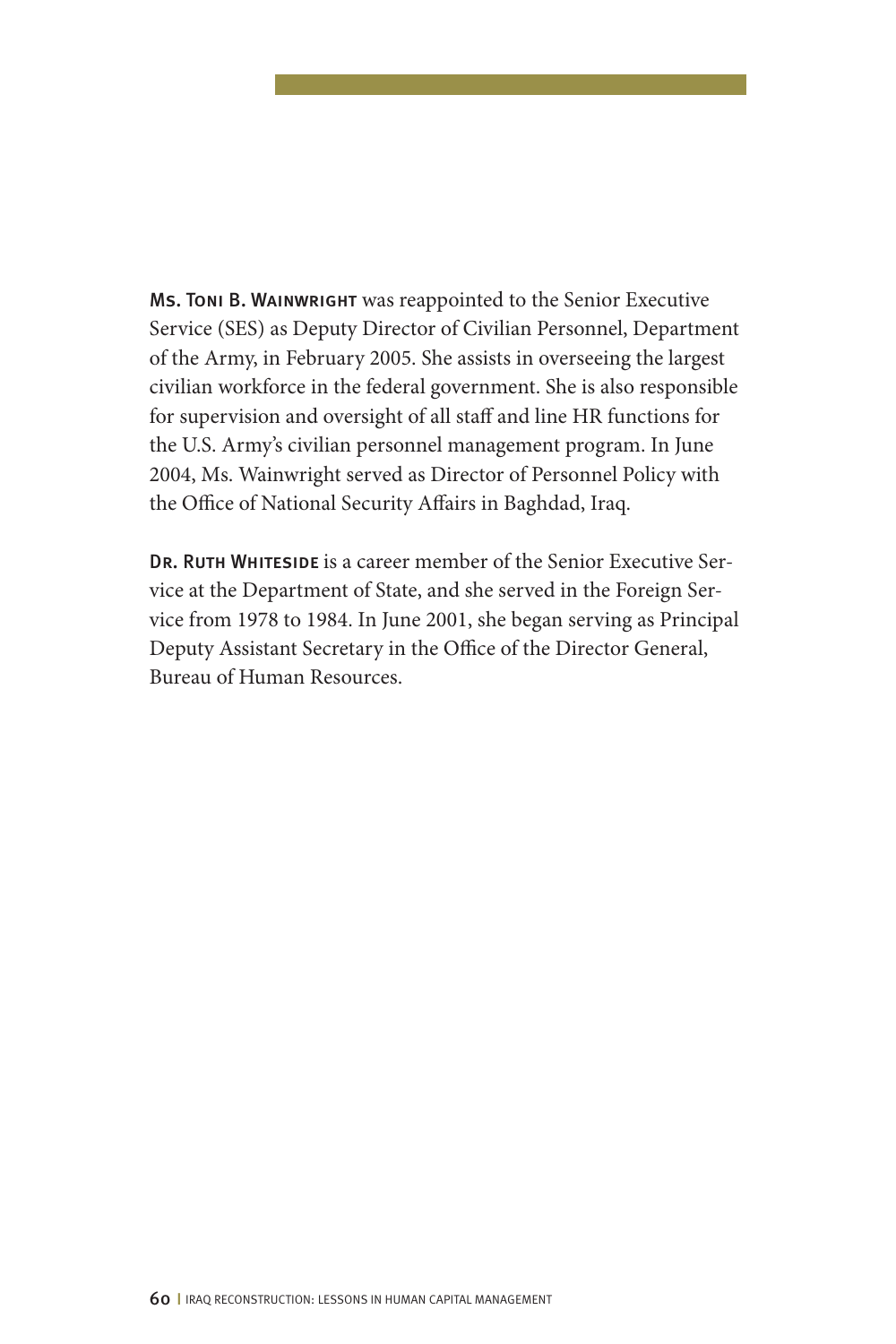**Ms. Toni B. Wainwright** was reappointed to the Senior Executive Service (SES) as Deputy Director of Civilian Personnel, Department of the Army, in February 2005. She assists in overseeing the largest civilian workforce in the federal government. She is also responsible for supervision and oversight of all staff and line HR functions for the U.S. Army's civilian personnel management program. In June 2004, Ms. Wainwright served as Director of Personnel Policy with the Office of National Security Affairs in Baghdad, Iraq.

**Dr. Ruth Whiteside** is a career member of the Senior Executive Service at the Department of State, and she served in the Foreign Service from 1978 to 1984. In June 2001, she began serving as Principal Deputy Assistant Secretary in the Office of the Director General, Bureau of Human Resources.